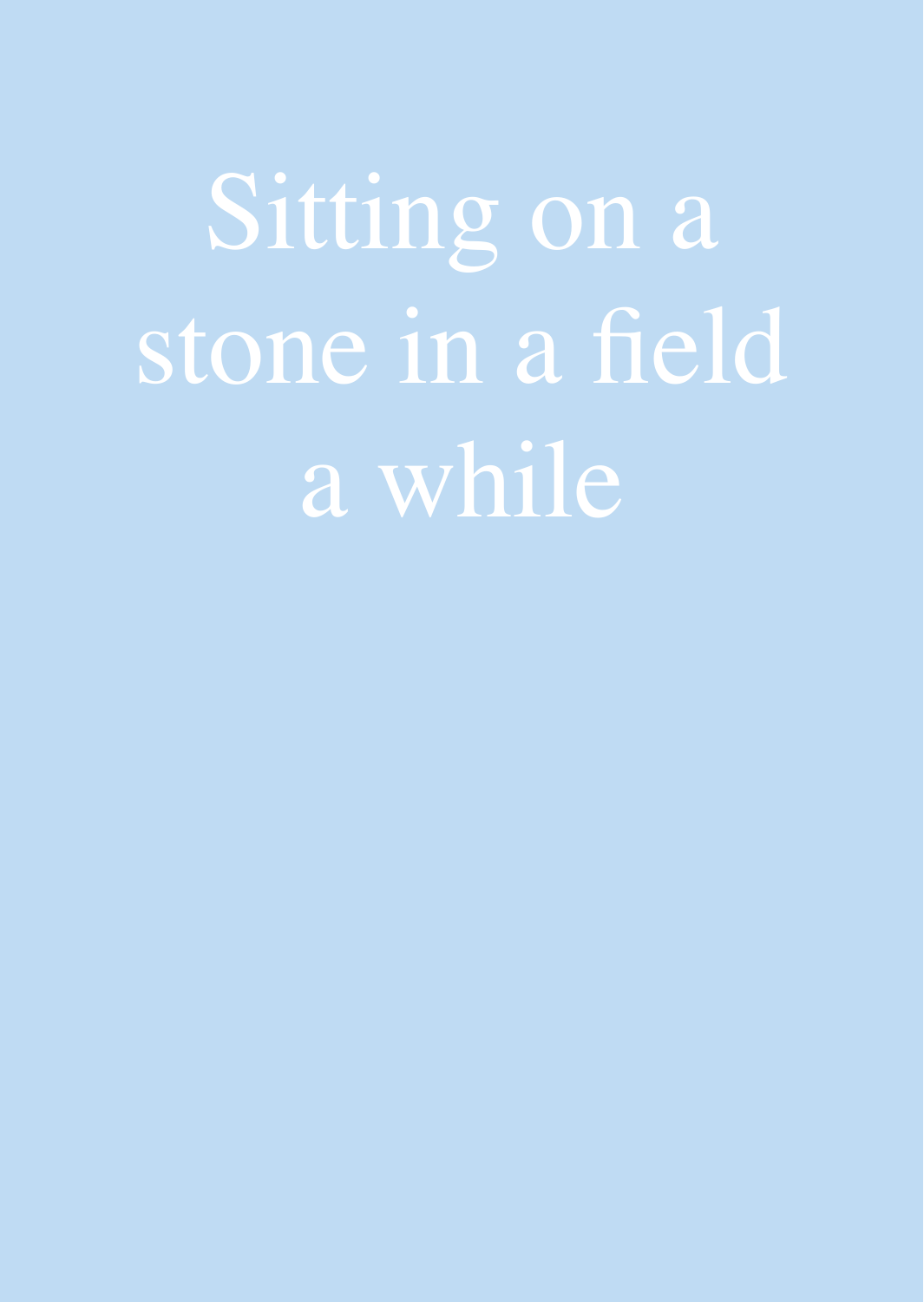# Sitting on a stone in a field a while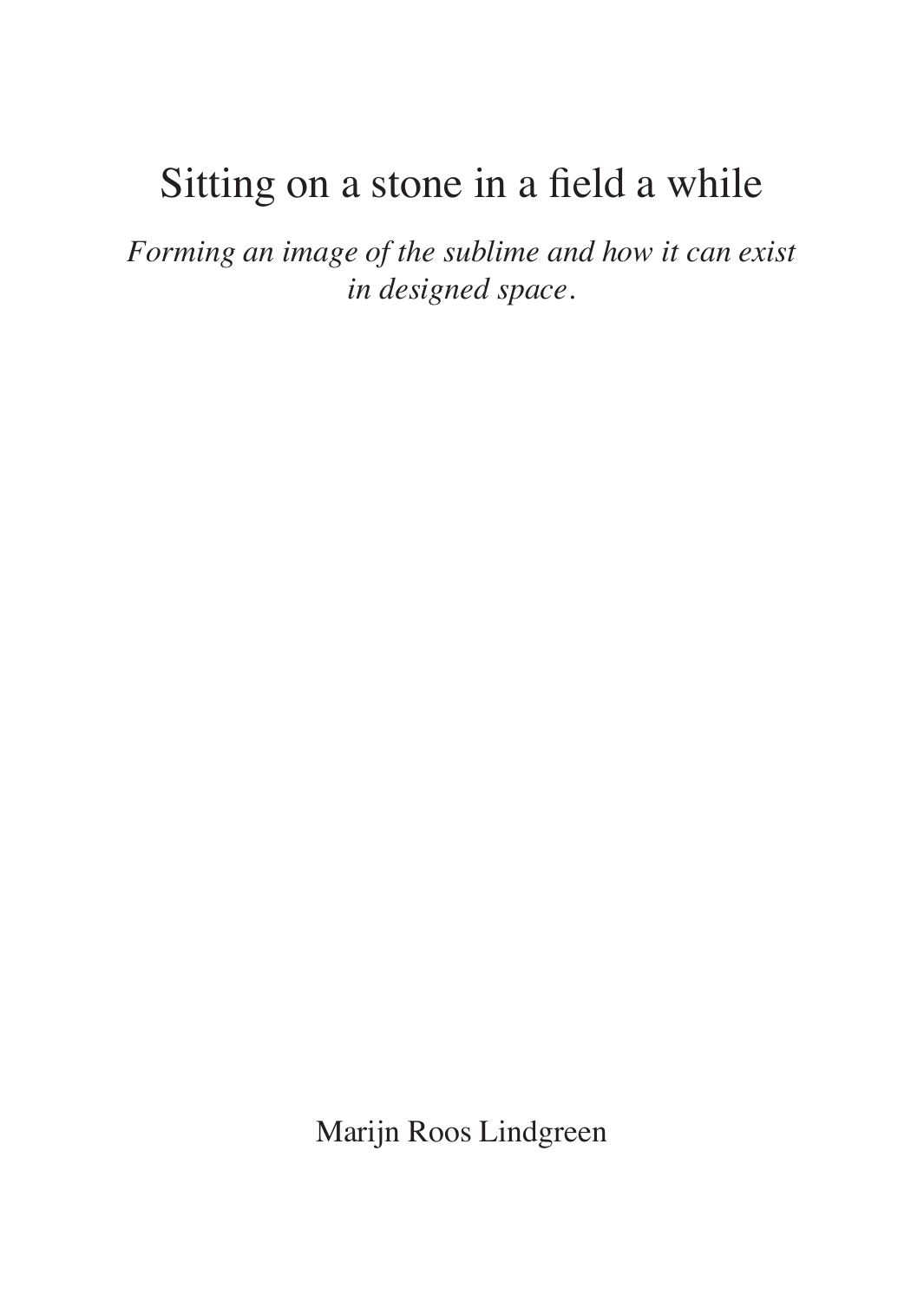# Sitting on a stone in a field a while

*Forming an image of the sublime and how it can exist in designed space.*

Marijn Roos Lindgreen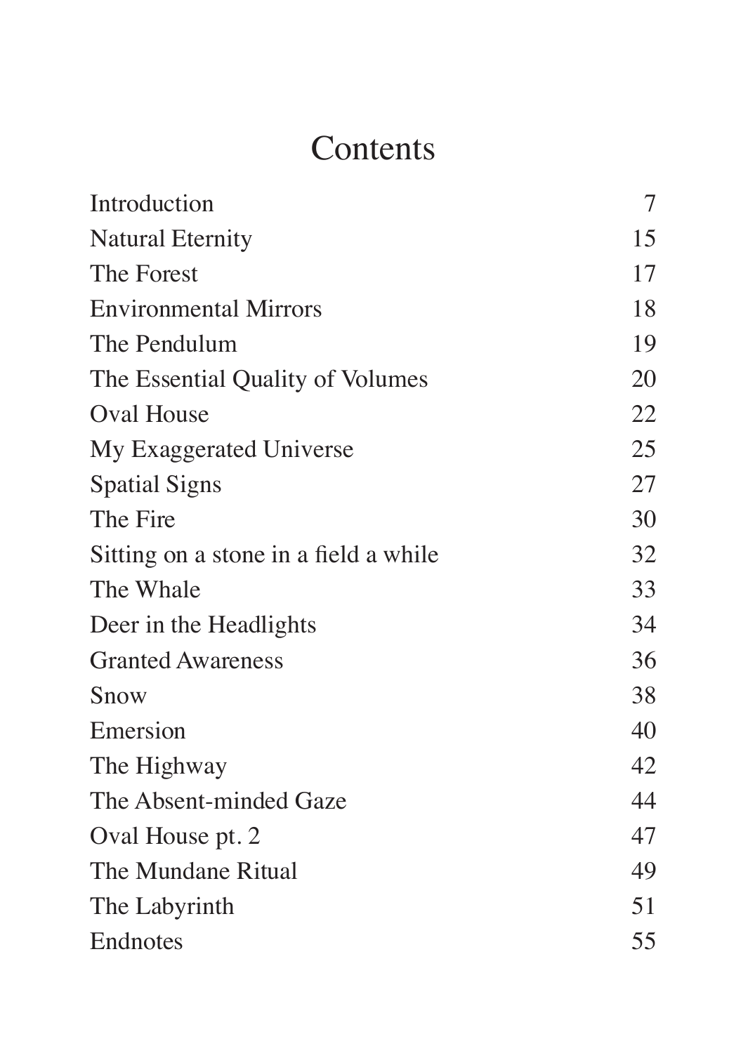# Contents

| | |
|---|---|
| Introduction | 7 |
| Natural Eternity | 15 |
| The Forest | 17 |
| Environmental Mirrors | 18 |
| The Pendulum | 19 |
| The Essential Quality of Volumes | 20 |
| Oval House | 22 |
| My Exaggerated Universe | 25 |
| Spatial Signs | 27 |
| The Fire | 30 |
| Sitting on a stone in a field a while | 32 |
| The Whale | 33 |
| Deer in the Headlights | 34 |
| Granted Awareness | 36 |
| Snow | 38 |
| Emersion | 40 |
| The Highway | 42 |
| The Absent-minded Gaze | 44 |
| Oval House pt. 2 | 47 |
| The Mundane Ritual | 49 |
| The Labyrinth | 51 |
| Endnotes | 55 |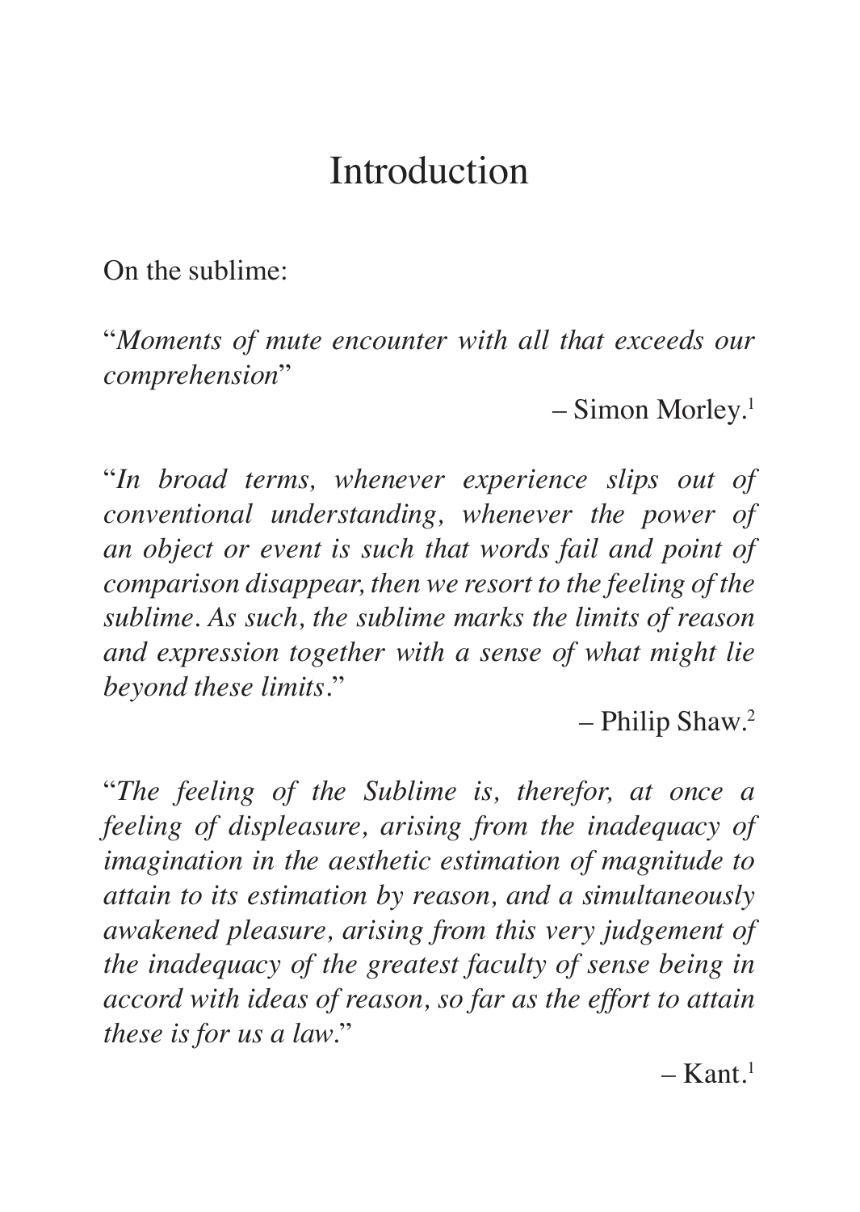# Introduction

On the sublime:

"*Moments of mute encounter with all that exceeds our comprehension*"

– Simon Morley.[1]

"*In broad terms, whenever experience slips out of conventional understanding, whenever the power of an object or event is such that words fail and point of comparison disappear, then we resort to the feeling of the sublime. As such, the sublime marks the limits of reason and expression together with a sense of what might lie beyond these limits.*"

– Philip Shaw.[2]

"*The feeling of the Sublime is, therefor, at once a feeling of displeasure, arising from the inadequacy of imagination in the aesthetic estimation of magnitude to attain to its estimation by reason, and a simultaneously awakened pleasure, arising from this very judgement of the inadequacy of the greatest faculty of sense being in accord with ideas of reason, so far as the effort to attain these is for us a law.*"

– Kant.[1]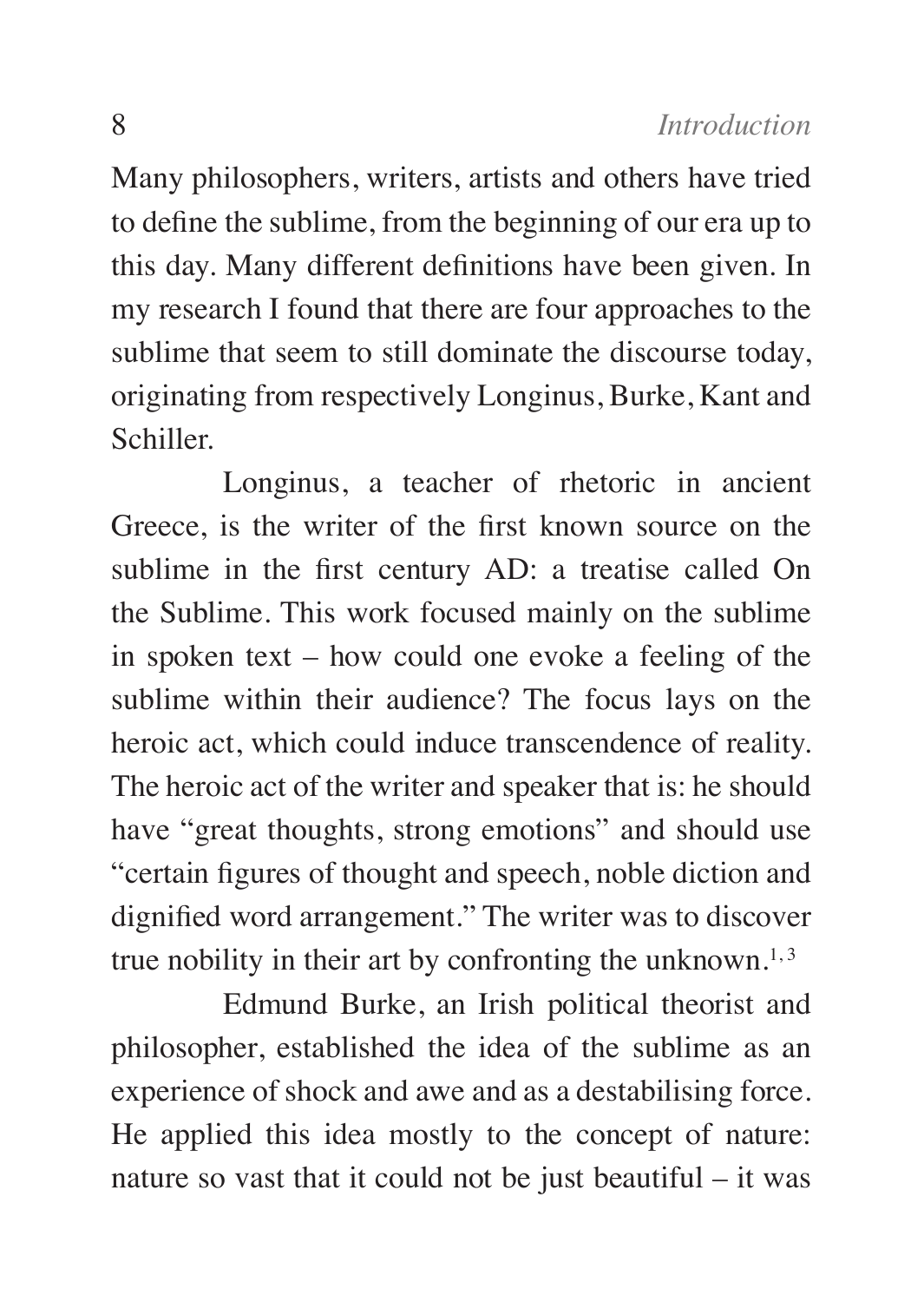Many philosophers, writers, artists and others have tried to define the sublime, from the beginning of our era up to this day. Many different definitions have been given. In my research I found that there are four approaches to the sublime that seem to still dominate the discourse today, originating from respectively Longinus, Burke, Kant and Schiller.

Longinus, a teacher of rhetoric in ancient Greece, is the writer of the first known source on the sublime in the first century AD: a treatise called On the Sublime. This work focused mainly on the sublime in spoken text – how could one evoke a feeling of the sublime within their audience? The focus lays on the heroic act, which could induce transcendence of reality. The heroic act of the writer and speaker that is: he should have "great thoughts, strong emotions" and should use "certain figures of thought and speech, noble diction and dignified word arrangement." The writer was to discover true nobility in their art by confronting the unknown.[1, 3]

Edmund Burke, an Irish political theorist and philosopher, established the idea of the sublime as an experience of shock and awe and as a destabilising force. He applied this idea mostly to the concept of nature: nature so vast that it could not be just beautiful – it was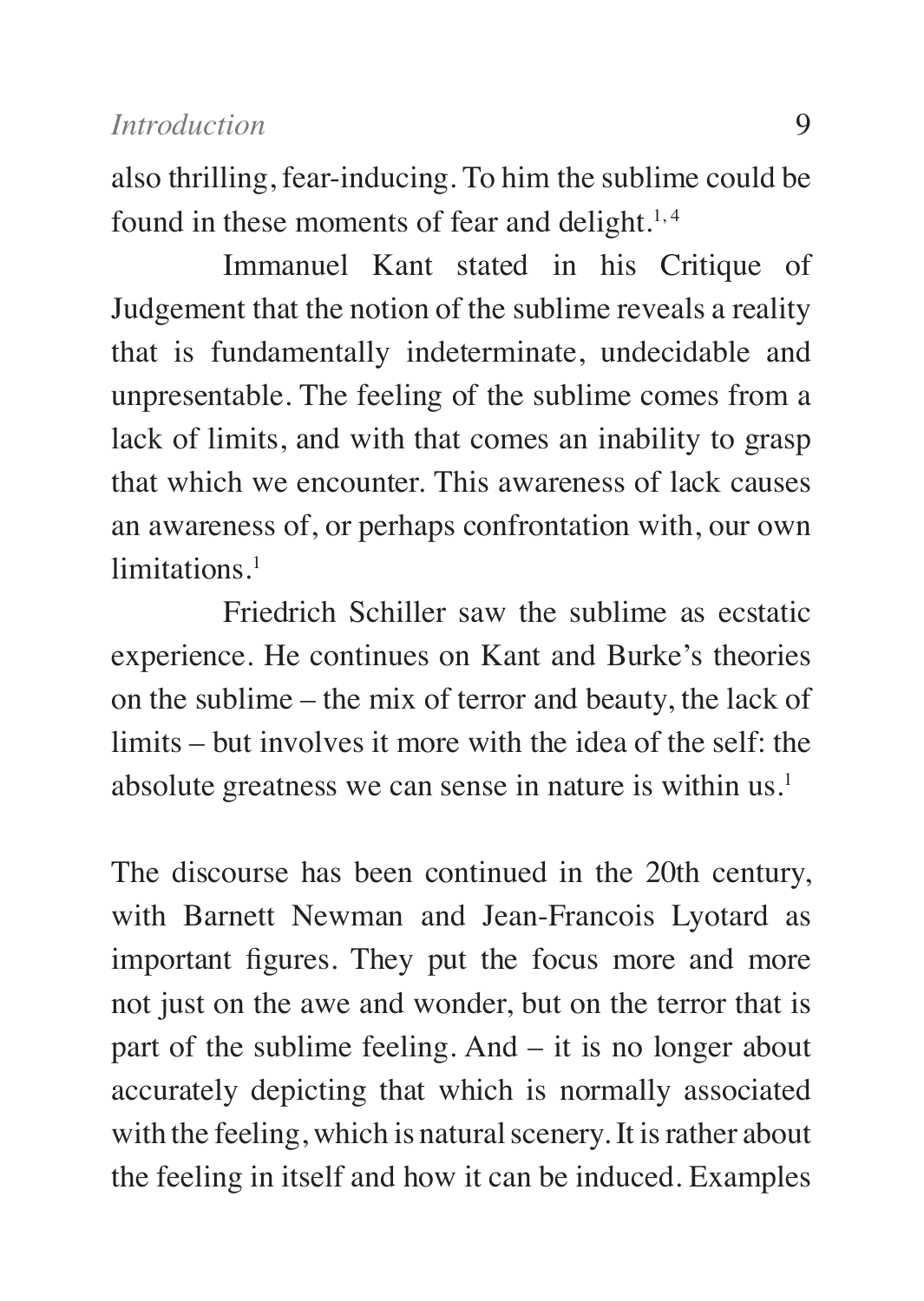also thrilling, fear-inducing. To him the sublime could be found in these moments of fear and delight.[1, 4]

Immanuel Kant stated in his Critique of Judgement that the notion of the sublime reveals a reality that is fundamentally indeterminate, undecidable and unpresentable. The feeling of the sublime comes from a lack of limits, and with that comes an inability to grasp that which we encounter. This awareness of lack causes an awareness of, or perhaps confrontation with, our own limitations.[1]

Friedrich Schiller saw the sublime as ecstatic experience. He continues on Kant and Burke's theories on the sublime – the mix of terror and beauty, the lack of limits – but involves it more with the idea of the self: the absolute greatness we can sense in nature is within us.[1]

The discourse has been continued in the 20th century, with Barnett Newman and Jean-Francois Lyotard as important figures. They put the focus more and more not just on the awe and wonder, but on the terror that is part of the sublime feeling. And – it is no longer about accurately depicting that which is normally associated with the feeling, which is natural scenery. It is rather about the feeling in itself and how it can be induced. Examples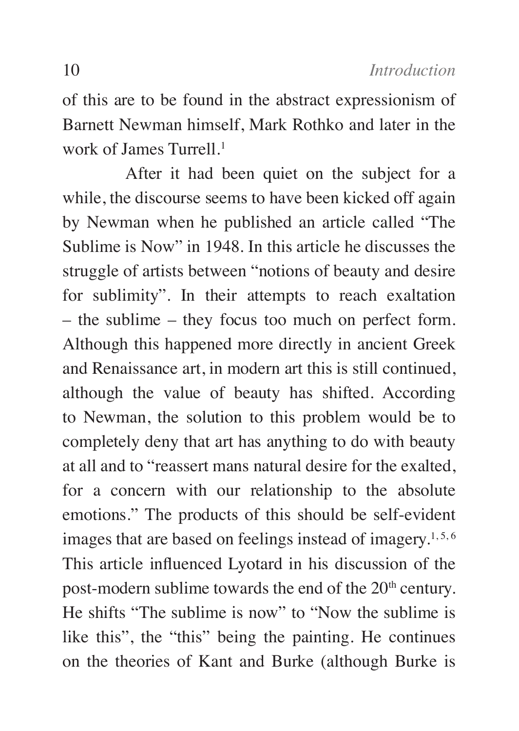of this are to be found in the abstract expressionism of Barnett Newman himself, Mark Rothko and later in the work of James Turrell.[1]

After it had been quiet on the subject for a while, the discourse seems to have been kicked off again by Newman when he published an article called "The Sublime is Now" in 1948. In this article he discusses the struggle of artists between "notions of beauty and desire for sublimity". In their attempts to reach exaltation – the sublime – they focus too much on perfect form. Although this happened more directly in ancient Greek and Renaissance art, in modern art this is still continued, although the value of beauty has shifted. According to Newman, the solution to this problem would be to completely deny that art has anything to do with beauty at all and to "reassert mans natural desire for the exalted, for a concern with our relationship to the absolute emotions." The products of this should be self-evident images that are based on feelings instead of imagery.[1, 5, 6] This article influenced Lyotard in his discussion of the post-modern sublime towards the end of the 20th century. He shifts "The sublime is now" to "Now the sublime is like this", the "this" being the painting. He continues on the theories of Kant and Burke (although Burke is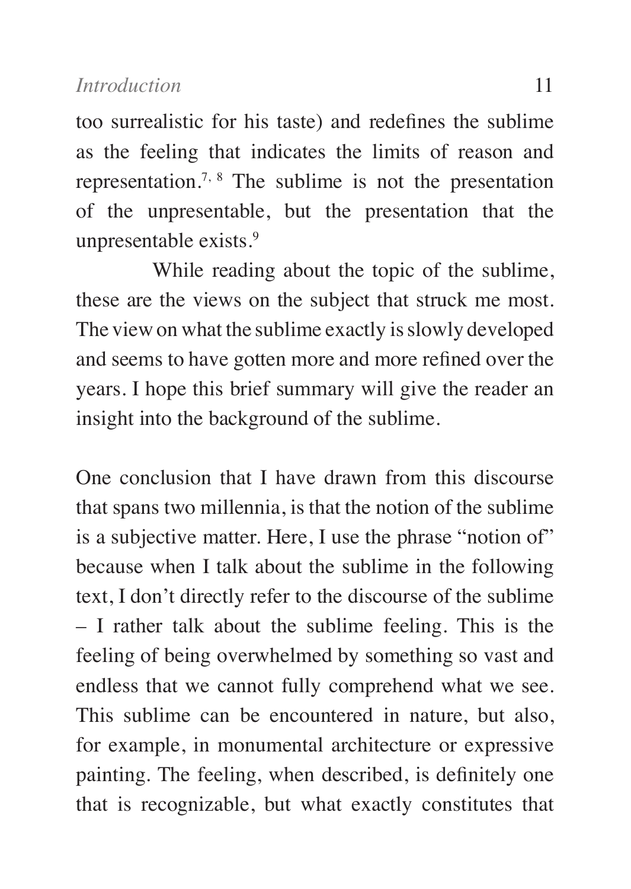too surrealistic for his taste) and redefines the sublime as the feeling that indicates the limits of reason and representation.[7, 8] The sublime is not the presentation of the unpresentable, but the presentation that the unpresentable exists.[9]

While reading about the topic of the sublime, these are the views on the subject that struck me most. The view on what the sublime exactly is slowly developed and seems to have gotten more and more refined over the years. I hope this brief summary will give the reader an insight into the background of the sublime.

One conclusion that I have drawn from this discourse that spans two millennia, is that the notion of the sublime is a subjective matter. Here, I use the phrase "notion of" because when I talk about the sublime in the following text, I don't directly refer to the discourse of the sublime – I rather talk about the sublime feeling. This is the feeling of being overwhelmed by something so vast and endless that we cannot fully comprehend what we see. This sublime can be encountered in nature, but also, for example, in monumental architecture or expressive painting. The feeling, when described, is definitely one that is recognizable, but what exactly constitutes that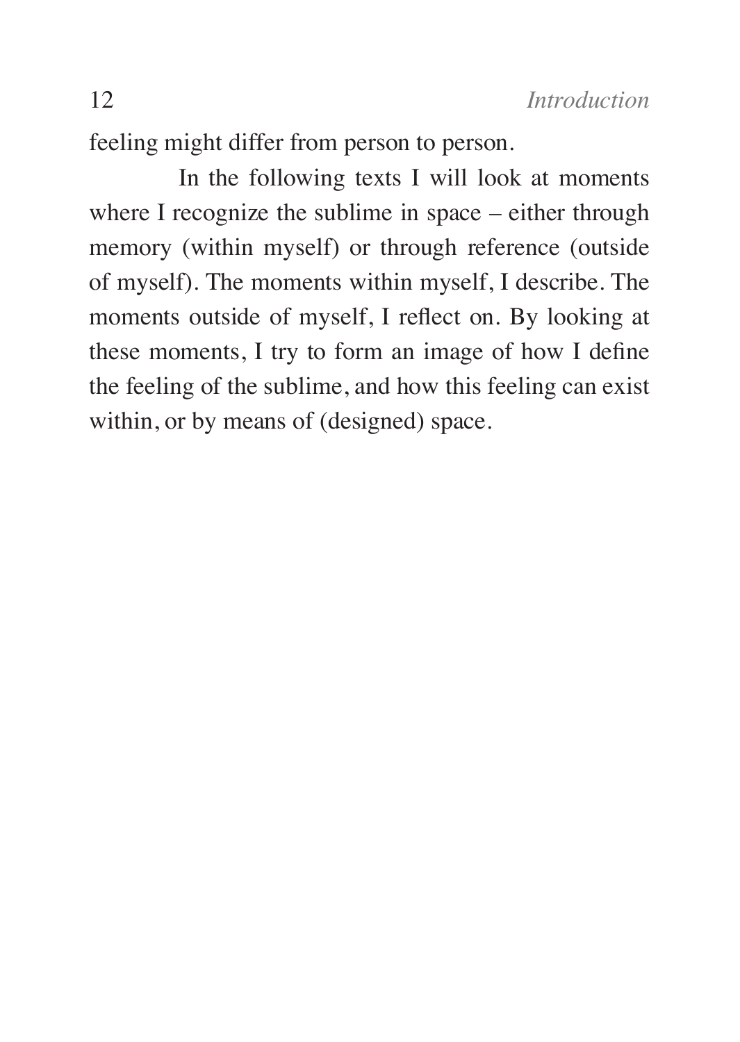feeling might differ from person to person.

In the following texts I will look at moments where I recognize the sublime in space – either through memory (within myself) or through reference (outside of myself). The moments within myself, I describe. The moments outside of myself, I reflect on. By looking at these moments, I try to form an image of how I define the feeling of the sublime, and how this feeling can exist within, or by means of (designed) space.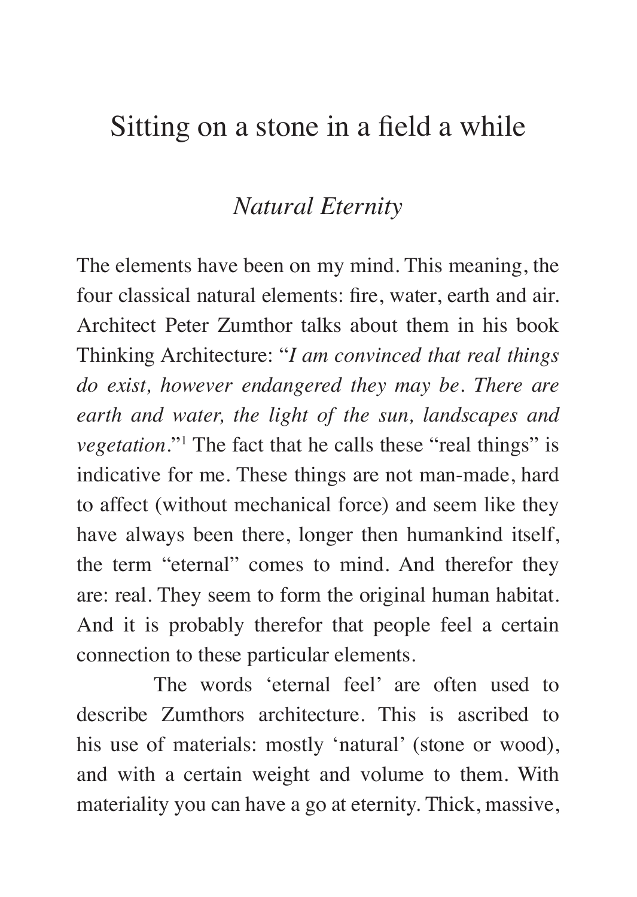# Sitting on a stone in a field a while

## *Natural Eternity*

The elements have been on my mind. This meaning, the four classical natural elements: fire, water, earth and air. Architect Peter Zumthor talks about them in his book Thinking Architecture: "*I am convinced that real things do exist, however endangered they may be. There are earth and water, the light of the sun, landscapes and vegetation*."[1] The fact that he calls these "real things" is indicative for me. These things are not man-made, hard to affect (without mechanical force) and seem like they have always been there, longer then humankind itself, the term "eternal" comes to mind. And therefor they are: real. They seem to form the original human habitat. And it is probably therefor that people feel a certain connection to these particular elements.

The words 'eternal feel' are often used to describe Zumthors architecture. This is ascribed to his use of materials: mostly 'natural' (stone or wood), and with a certain weight and volume to them. With materiality you can have a go at eternity. Thick, massive,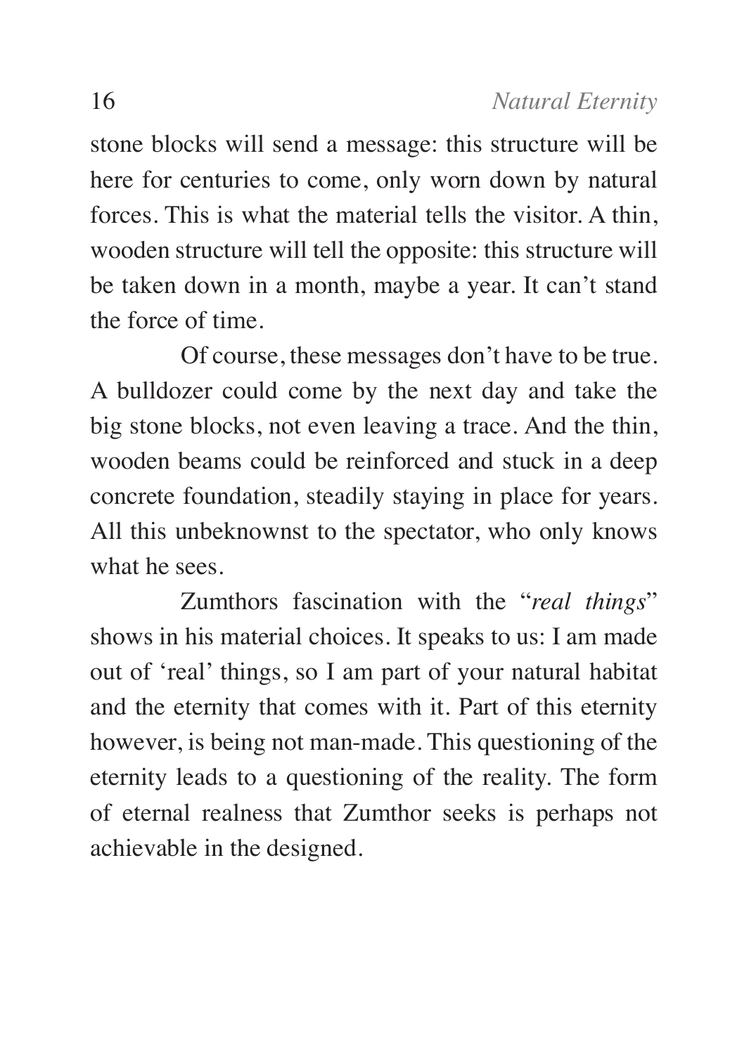stone blocks will send a message: this structure will be here for centuries to come, only worn down by natural forces. This is what the material tells the visitor. A thin, wooden structure will tell the opposite: this structure will be taken down in a month, maybe a year. It can't stand the force of time.

Of course, these messages don't have to be true. A bulldozer could come by the next day and take the big stone blocks, not even leaving a trace. And the thin, wooden beams could be reinforced and stuck in a deep concrete foundation, steadily staying in place for years. All this unbeknownst to the spectator, who only knows what he sees.

Zumthors fascination with the "*real things*" shows in his material choices. It speaks to us: I am made out of 'real' things, so I am part of your natural habitat and the eternity that comes with it. Part of this eternity however, is being not man-made. This questioning of the eternity leads to a questioning of the reality. The form of eternal realness that Zumthor seeks is perhaps not achievable in the designed.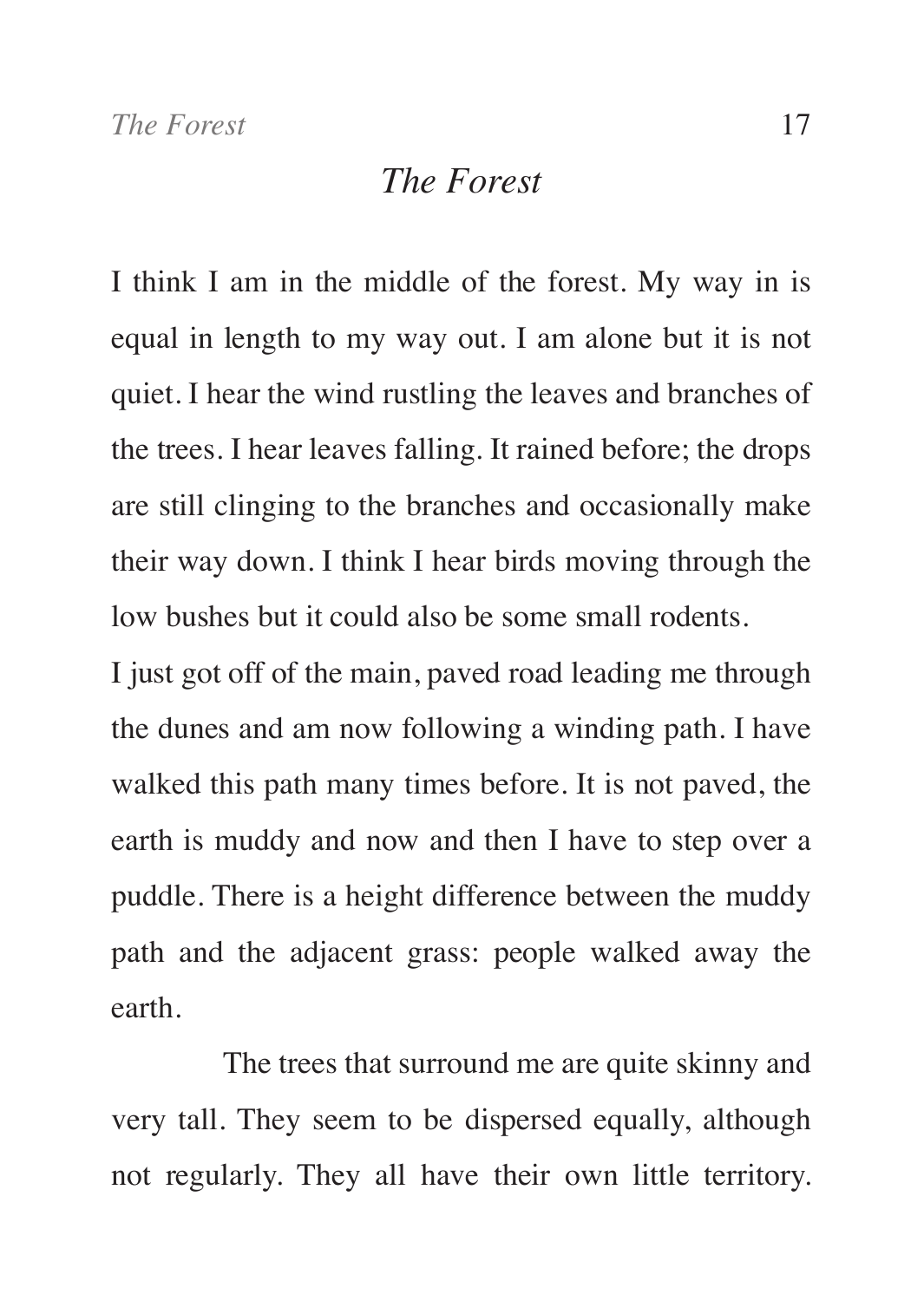# *The Forest*

I think I am in the middle of the forest. My way in is equal in length to my way out. I am alone but it is not quiet. I hear the wind rustling the leaves and branches of the trees. I hear leaves falling. It rained before; the drops are still clinging to the branches and occasionally make their way down. I think I hear birds moving through the low bushes but it could also be some small rodents.

I just got off of the main, paved road leading me through the dunes and am now following a winding path. I have walked this path many times before. It is not paved, the earth is muddy and now and then I have to step over a puddle. There is a height difference between the muddy path and the adjacent grass: people walked away the earth.

The trees that surround me are quite skinny and very tall. They seem to be dispersed equally, although not regularly. They all have their own little territory.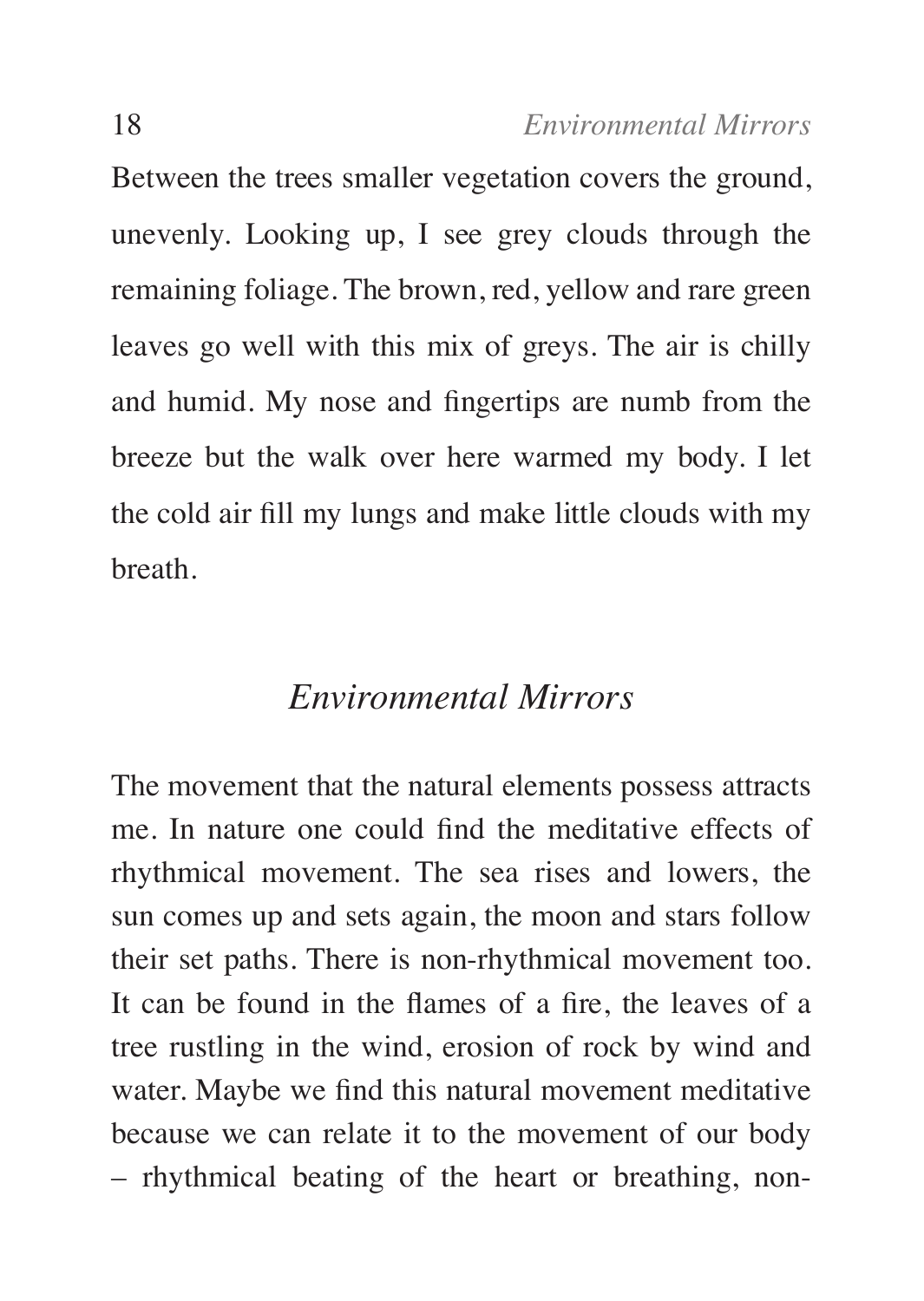Between the trees smaller vegetation covers the ground, unevenly. Looking up, I see grey clouds through the remaining foliage. The brown, red, yellow and rare green leaves go well with this mix of greys. The air is chilly and humid. My nose and fingertips are numb from the breeze but the walk over here warmed my body. I let the cold air fill my lungs and make little clouds with my breath.

## *Environmental Mirrors*

The movement that the natural elements possess attracts me. In nature one could find the meditative effects of rhythmical movement. The sea rises and lowers, the sun comes up and sets again, the moon and stars follow their set paths. There is non-rhythmical movement too. It can be found in the flames of a fire, the leaves of a tree rustling in the wind, erosion of rock by wind and water. Maybe we find this natural movement meditative because we can relate it to the movement of our body – rhythmical beating of the heart or breathing, non-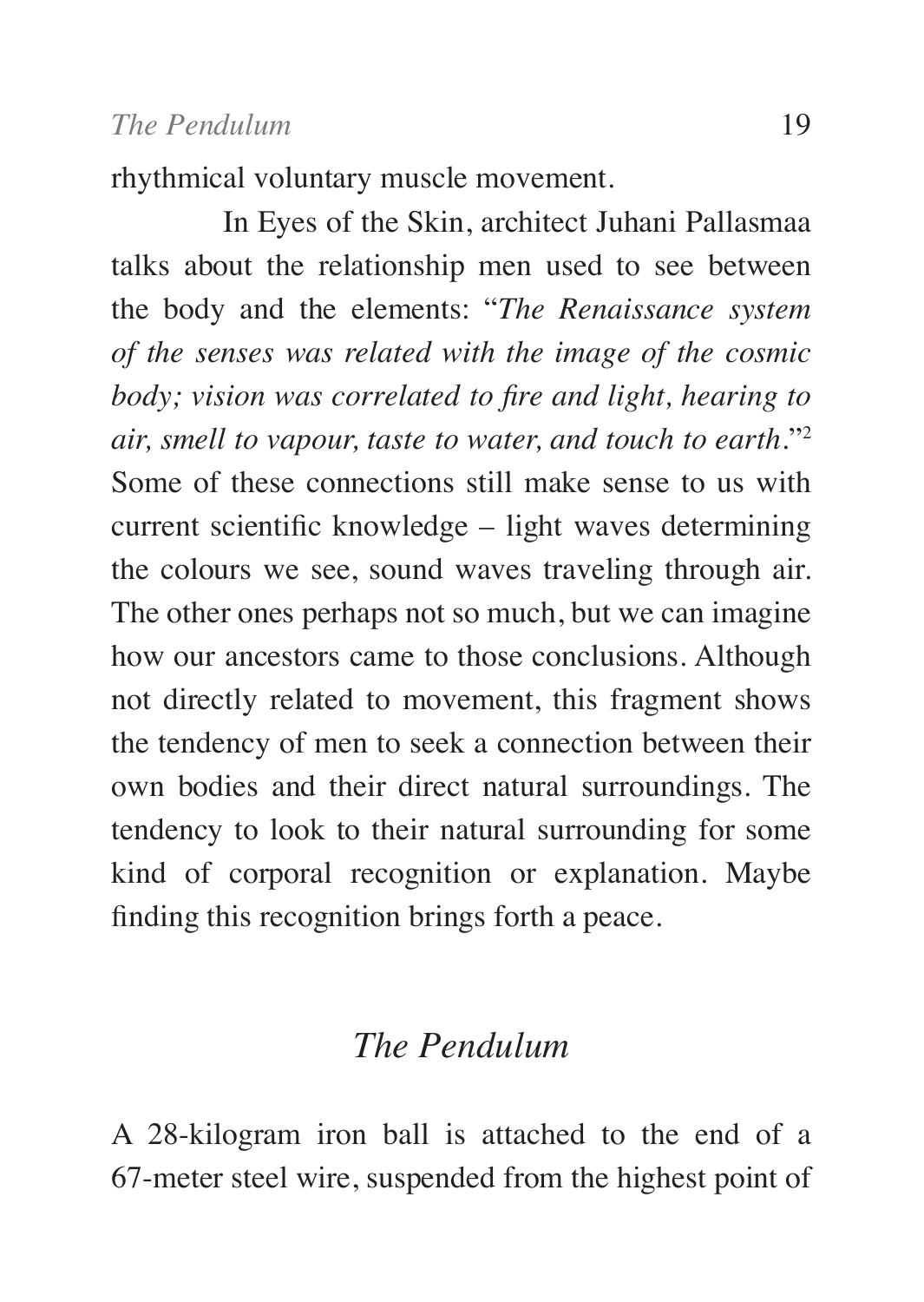rhythmical voluntary muscle movement.

In Eyes of the Skin, architect Juhani Pallasmaa talks about the relationship men used to see between the body and the elements: "*The Renaissance system of the senses was related with the image of the cosmic body; vision was correlated to fire and light, hearing to air, smell to vapour, taste to water, and touch to earth*."[2] Some of these connections still make sense to us with current scientific knowledge – light waves determining the colours we see, sound waves traveling through air. The other ones perhaps not so much, but we can imagine how our ancestors came to those conclusions. Although not directly related to movement, this fragment shows the tendency of men to seek a connection between their own bodies and their direct natural surroundings. The tendency to look to their natural surrounding for some kind of corporal recognition or explanation. Maybe finding this recognition brings forth a peace.

## *The Pendulum*

A 28-kilogram iron ball is attached to the end of a 67-meter steel wire, suspended from the highest point of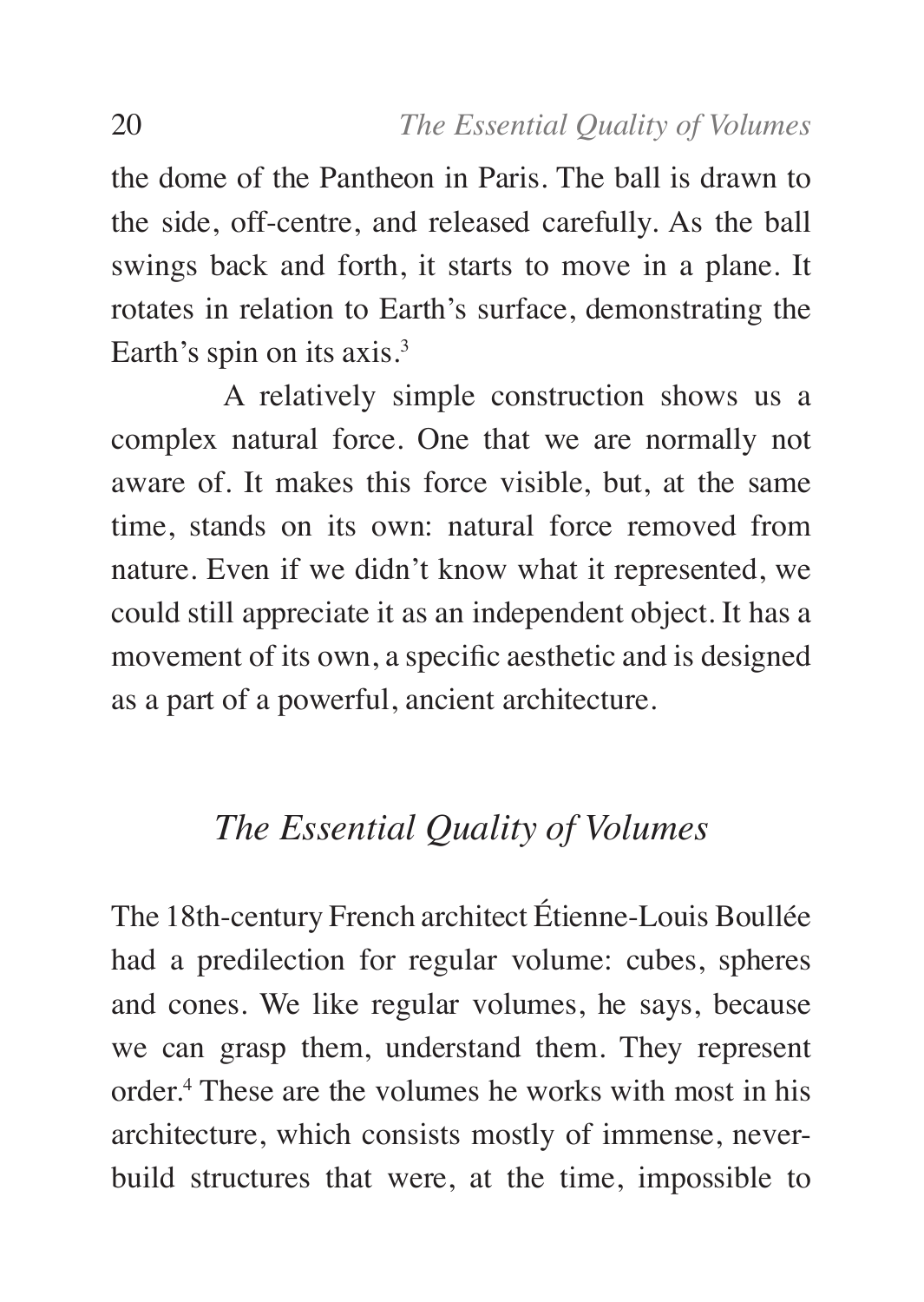the dome of the Pantheon in Paris. The ball is drawn to the side, off-centre, and released carefully. As the ball swings back and forth, it starts to move in a plane. It rotates in relation to Earth's surface, demonstrating the Earth's spin on its axis.[3]

A relatively simple construction shows us a complex natural force. One that we are normally not aware of. It makes this force visible, but, at the same time, stands on its own: natural force removed from nature. Even if we didn't know what it represented, we could still appreciate it as an independent object. It has a movement of its own, a specific aesthetic and is designed as a part of a powerful, ancient architecture.

## *The Essential Quality of Volumes*

The 18th-century French architect Étienne-Louis Boullée had a predilection for regular volume: cubes, spheres and cones. We like regular volumes, he says, because we can grasp them, understand them. They represent order.[4] These are the volumes he works with most in his architecture, which consists mostly of immense, never-build structures that were, at the time, impossible to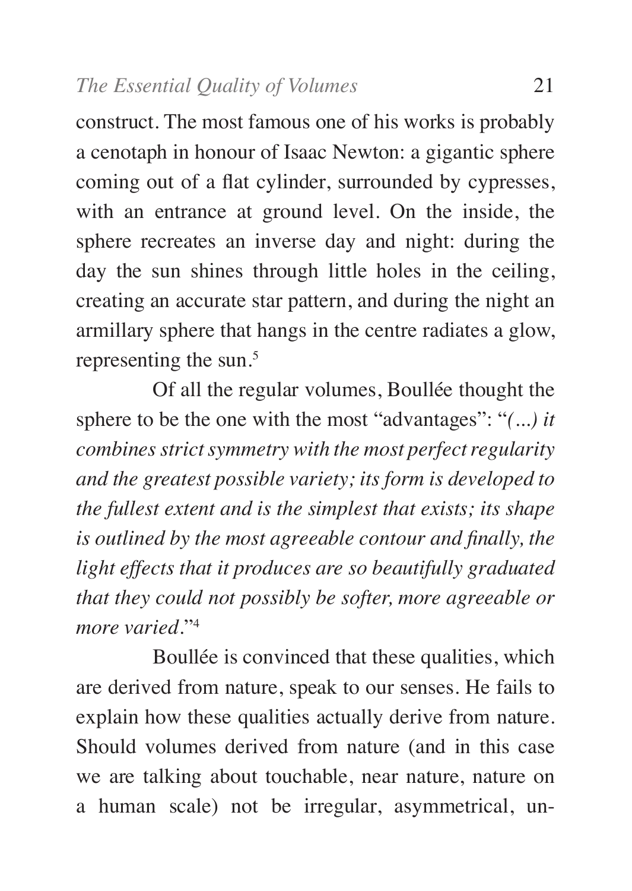construct. The most famous one of his works is probably a cenotaph in honour of Isaac Newton: a gigantic sphere coming out of a flat cylinder, surrounded by cypresses, with an entrance at ground level. On the inside, the sphere recreates an inverse day and night: during the day the sun shines through little holes in the ceiling, creating an accurate star pattern, and during the night an armillary sphere that hangs in the centre radiates a glow, representing the sun.[5]

Of all the regular volumes, Boullée thought the sphere to be the one with the most "advantages": "*(...) it combines strict symmetry with the most perfect regularity and the greatest possible variety; its form is developed to the fullest extent and is the simplest that exists; its shape is outlined by the most agreeable contour and finally, the light effects that it produces are so beautifully graduated that they could not possibly be softer, more agreeable or more varied*."[4]

Boullée is convinced that these qualities, which are derived from nature, speak to our senses. He fails to explain how these qualities actually derive from nature. Should volumes derived from nature (and in this case we are talking about touchable, near nature, nature on a human scale) not be irregular, asymmetrical, un-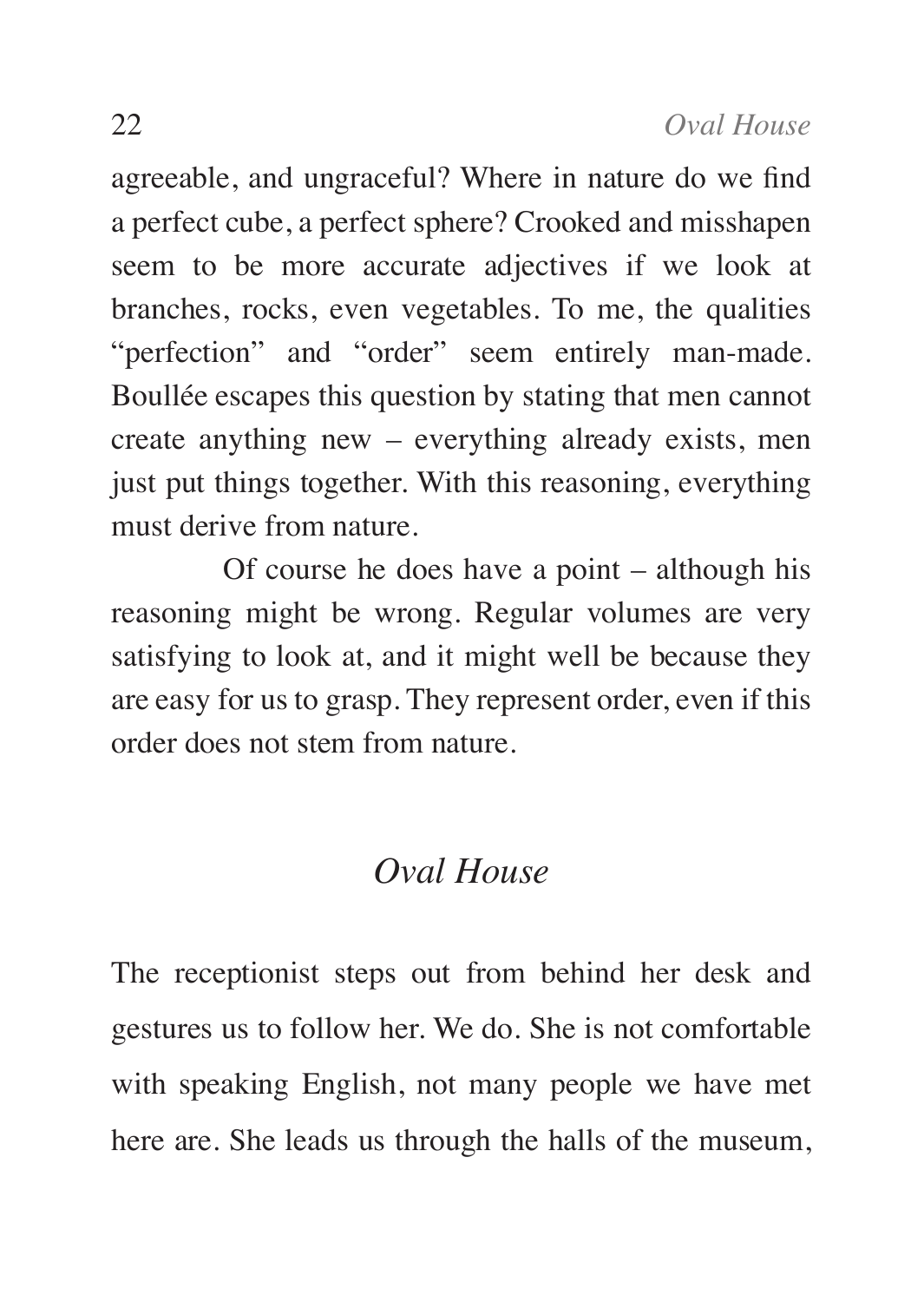agreeable, and ungraceful? Where in nature do we find a perfect cube, a perfect sphere? Crooked and misshapen seem to be more accurate adjectives if we look at branches, rocks, even vegetables. To me, the qualities "perfection" and "order" seem entirely man-made. Boullée escapes this question by stating that men cannot create anything new – everything already exists, men just put things together. With this reasoning, everything must derive from nature.

Of course he does have a point – although his reasoning might be wrong. Regular volumes are very satisfying to look at, and it might well be because they are easy for us to grasp. They represent order, even if this order does not stem from nature.

## *Oval House*

The receptionist steps out from behind her desk and gestures us to follow her. We do. She is not comfortable with speaking English, not many people we have met here are. She leads us through the halls of the museum,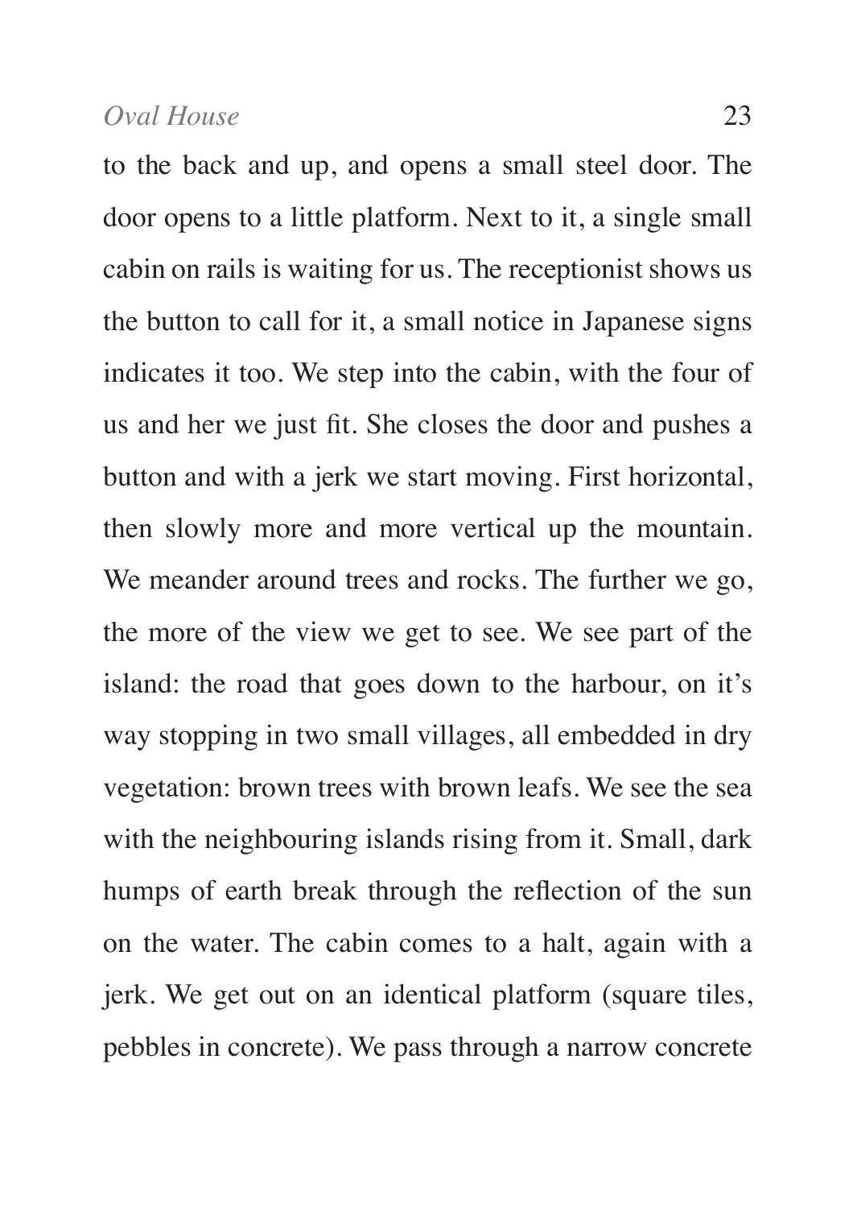to the back and up, and opens a small steel door. The door opens to a little platform. Next to it, a single small cabin on rails is waiting for us. The receptionist shows us the button to call for it, a small notice in Japanese signs indicates it too. We step into the cabin, with the four of us and her we just fit. She closes the door and pushes a button and with a jerk we start moving. First horizontal, then slowly more and more vertical up the mountain. We meander around trees and rocks. The further we go, the more of the view we get to see. We see part of the island: the road that goes down to the harbour, on it's way stopping in two small villages, all embedded in dry vegetation: brown trees with brown leafs. We see the sea with the neighbouring islands rising from it. Small, dark humps of earth break through the reflection of the sun on the water. The cabin comes to a halt, again with a jerk. We get out on an identical platform (square tiles, pebbles in concrete). We pass through a narrow concrete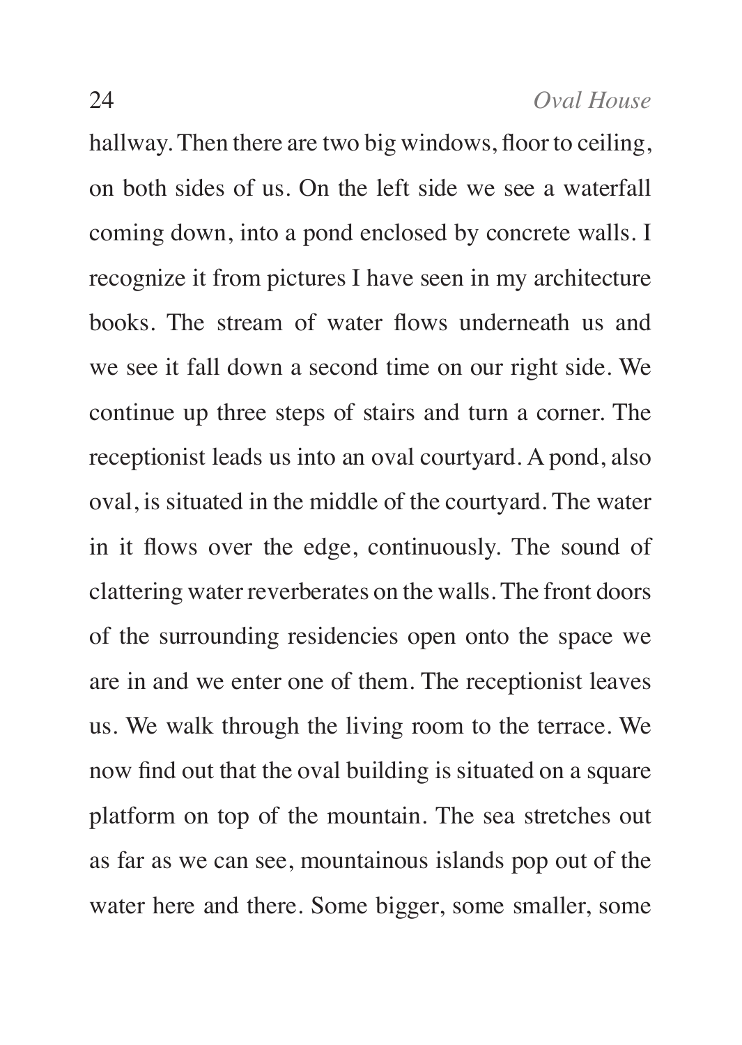hallway. Then there are two big windows, floor to ceiling, on both sides of us. On the left side we see a waterfall coming down, into a pond enclosed by concrete walls. I recognize it from pictures I have seen in my architecture books. The stream of water flows underneath us and we see it fall down a second time on our right side. We continue up three steps of stairs and turn a corner. The receptionist leads us into an oval courtyard. A pond, also oval, is situated in the middle of the courtyard. The water in it flows over the edge, continuously. The sound of clattering water reverberates on the walls. The front doors of the surrounding residencies open onto the space we are in and we enter one of them. The receptionist leaves us. We walk through the living room to the terrace. We now find out that the oval building is situated on a square platform on top of the mountain. The sea stretches out as far as we can see, mountainous islands pop out of the water here and there. Some bigger, some smaller, some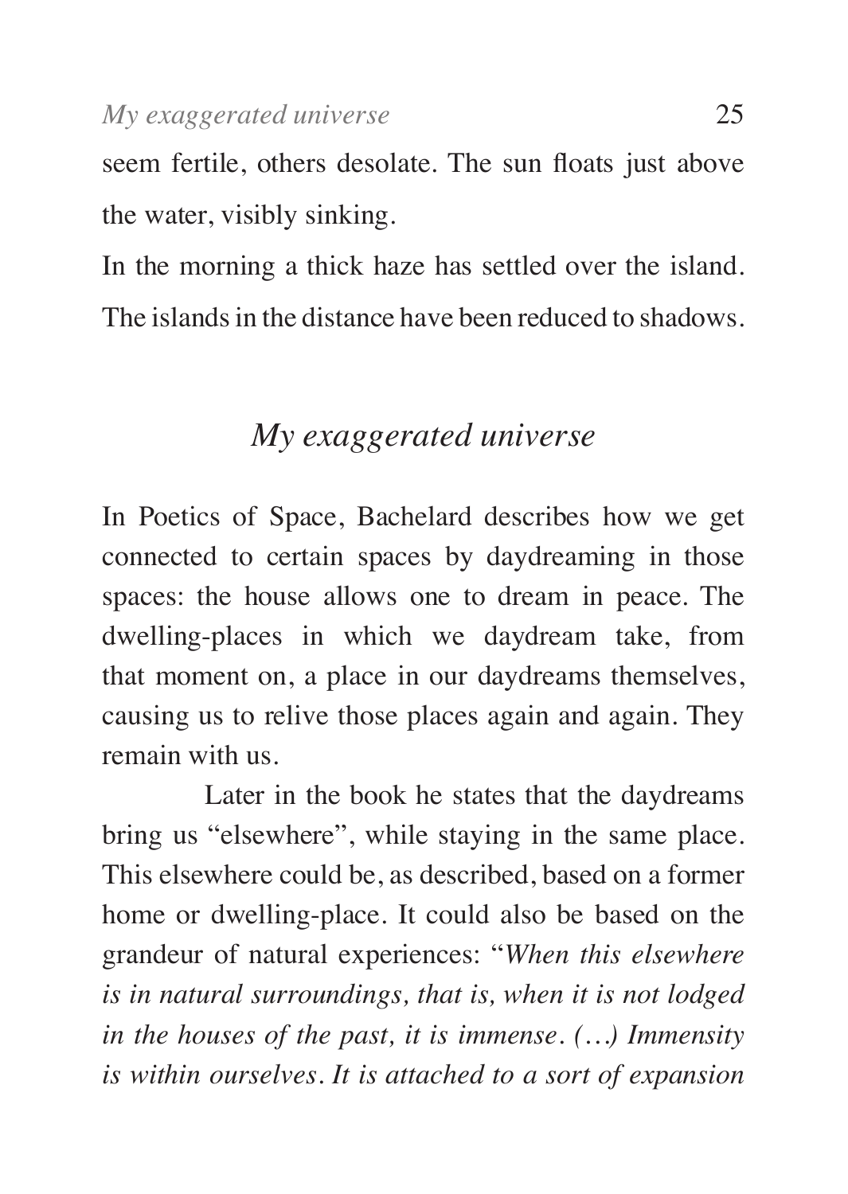seem fertile, others desolate. The sun floats just above the water, visibly sinking.

In the morning a thick haze has settled over the island. The islands in the distance have been reduced to shadows.

## *My exaggerated universe*

In Poetics of Space, Bachelard describes how we get connected to certain spaces by daydreaming in those spaces: the house allows one to dream in peace. The dwelling-places in which we daydream take, from that moment on, a place in our daydreams themselves, causing us to relive those places again and again. They remain with us.

Later in the book he states that the daydreams bring us "elsewhere", while staying in the same place. This elsewhere could be, as described, based on a former home or dwelling-place. It could also be based on the grandeur of natural experiences: "*When this elsewhere is in natural surroundings, that is, when it is not lodged in the houses of the past, it is immense. (…) Immensity is within ourselves. It is attached to a sort of expansion*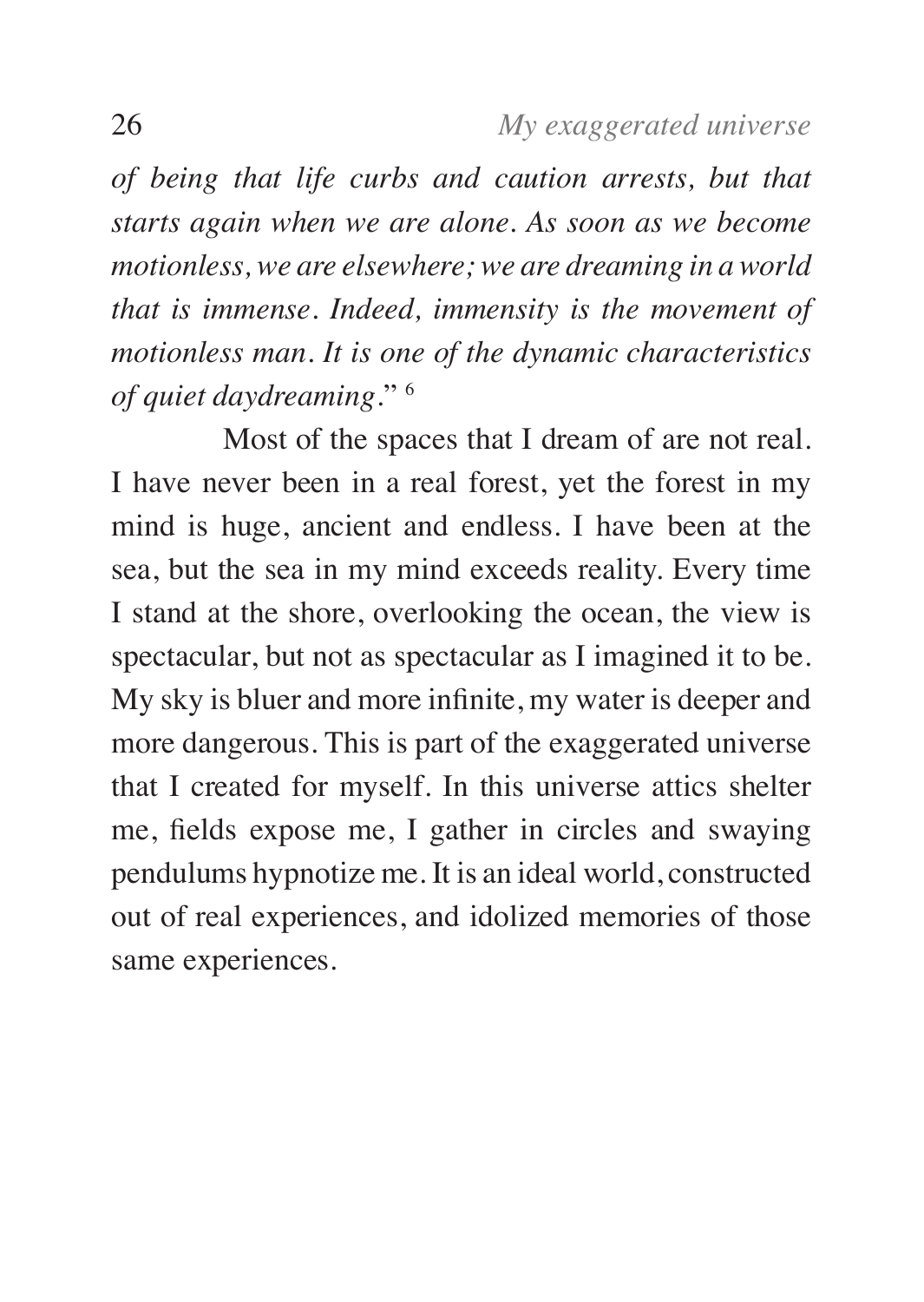*of being that life curbs and caution arrests, but that starts again when we are alone. As soon as we become motionless, we are elsewhere; we are dreaming in a world that is immense. Indeed, immensity is the movement of motionless man. It is one of the dynamic characteristics of quiet daydreaming*." [6]

Most of the spaces that I dream of are not real. I have never been in a real forest, yet the forest in my mind is huge, ancient and endless. I have been at the sea, but the sea in my mind exceeds reality. Every time I stand at the shore, overlooking the ocean, the view is spectacular, but not as spectacular as I imagined it to be. My sky is bluer and more infinite, my water is deeper and more dangerous. This is part of the exaggerated universe that I created for myself. In this universe attics shelter me, fields expose me, I gather in circles and swaying pendulums hypnotize me. It is an ideal world, constructed out of real experiences, and idolized memories of those same experiences.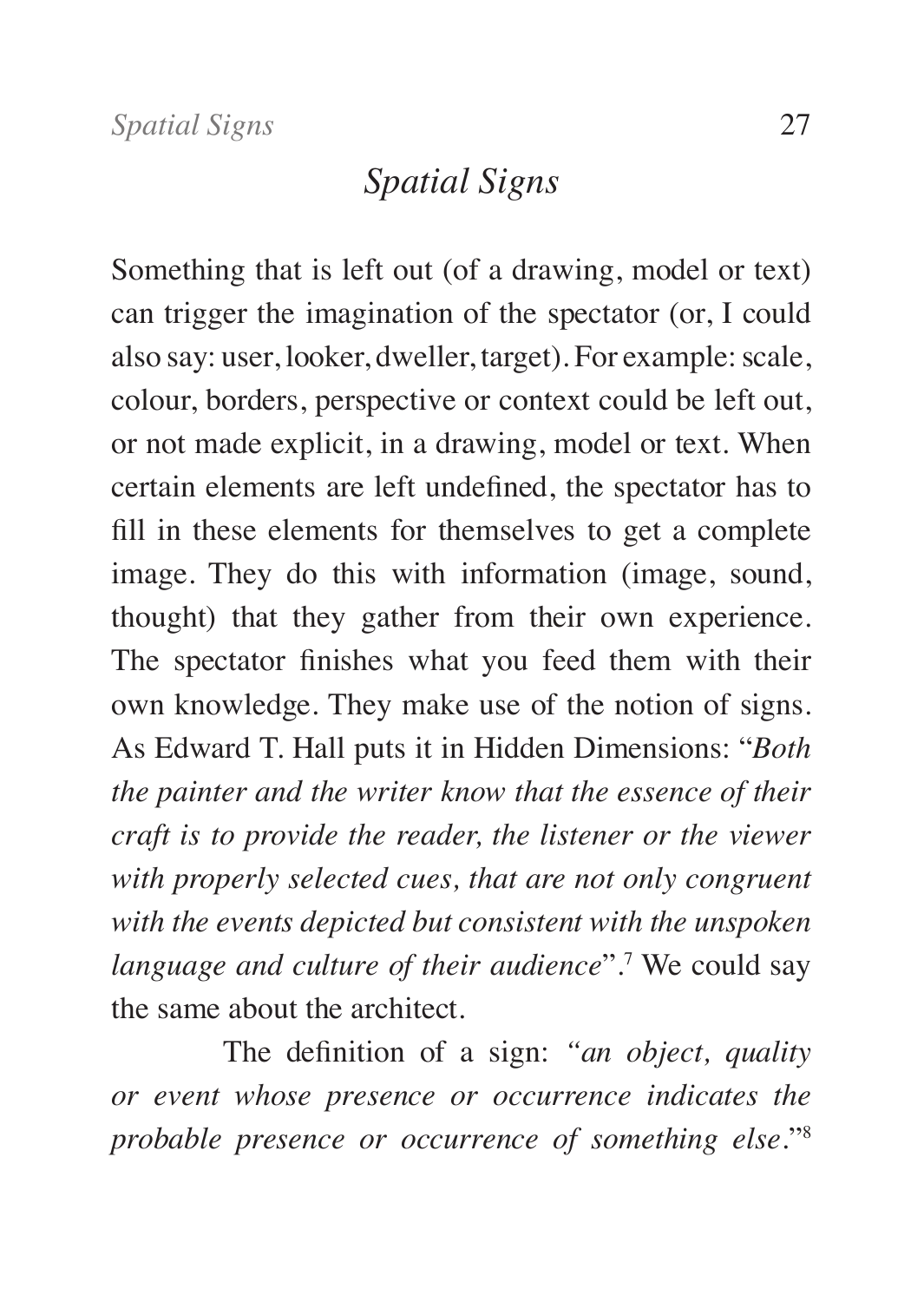## *Spatial Signs*

Something that is left out (of a drawing, model or text) can trigger the imagination of the spectator (or, I could also say: user, looker, dweller, target). For example: scale, colour, borders, perspective or context could be left out, or not made explicit, in a drawing, model or text. When certain elements are left undefined, the spectator has to fill in these elements for themselves to get a complete image. They do this with information (image, sound, thought) that they gather from their own experience. The spectator finishes what you feed them with their own knowledge. They make use of the notion of signs. As Edward T. Hall puts it in Hidden Dimensions: "*Both the painter and the writer know that the essence of their craft is to provide the reader, the listener or the viewer with properly selected cues, that are not only congruent with the events depicted but consistent with the unspoken language and culture of their audience*".[7] We could say the same about the architect.

The definition of a sign: *"an object, quality or event whose presence or occurrence indicates the probable presence or occurrence of something else.*"[8]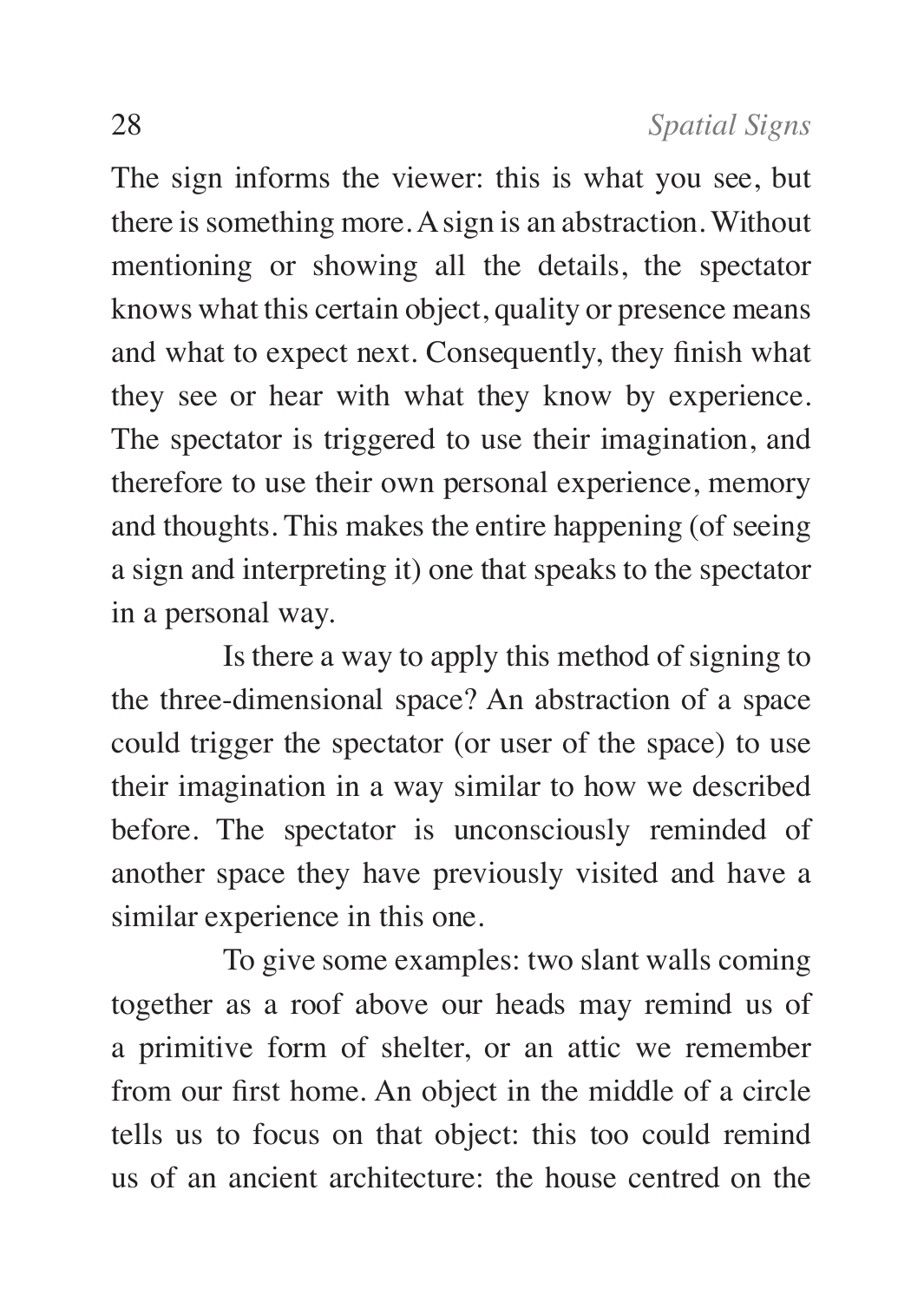The sign informs the viewer: this is what you see, but there is something more. A sign is an abstraction. Without mentioning or showing all the details, the spectator knows what this certain object, quality or presence means and what to expect next. Consequently, they finish what they see or hear with what they know by experience. The spectator is triggered to use their imagination, and therefore to use their own personal experience, memory and thoughts. This makes the entire happening (of seeing a sign and interpreting it) one that speaks to the spectator in a personal way.

Is there a way to apply this method of signing to the three-dimensional space? An abstraction of a space could trigger the spectator (or user of the space) to use their imagination in a way similar to how we described before. The spectator is unconsciously reminded of another space they have previously visited and have a similar experience in this one.

To give some examples: two slant walls coming together as a roof above our heads may remind us of a primitive form of shelter, or an attic we remember from our first home. An object in the middle of a circle tells us to focus on that object: this too could remind us of an ancient architecture: the house centred on the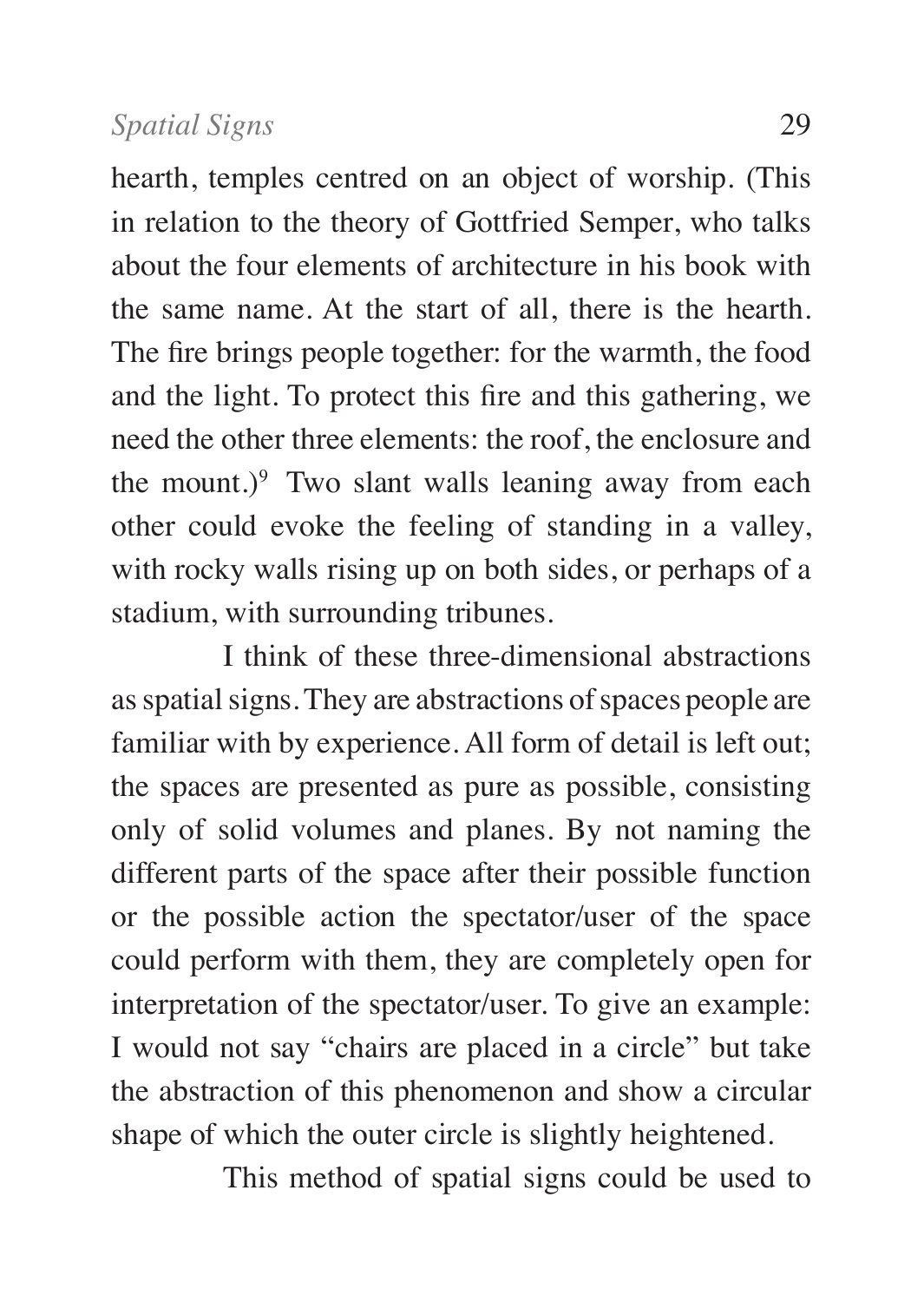hearth, temples centred on an object of worship. (This in relation to the theory of Gottfried Semper, who talks about the four elements of architecture in his book with the same name. At the start of all, there is the hearth. The fire brings people together: for the warmth, the food and the light. To protect this fire and this gathering, we need the other three elements: the roof, the enclosure and the mount.)[9] Two slant walls leaning away from each other could evoke the feeling of standing in a valley, with rocky walls rising up on both sides, or perhaps of a stadium, with surrounding tribunes.

I think of these three-dimensional abstractions as spatial signs. They are abstractions of spaces people are familiar with by experience. All form of detail is left out; the spaces are presented as pure as possible, consisting only of solid volumes and planes. By not naming the different parts of the space after their possible function or the possible action the spectator/user of the space could perform with them, they are completely open for interpretation of the spectator/user. To give an example: I would not say "chairs are placed in a circle" but take the abstraction of this phenomenon and show a circular shape of which the outer circle is slightly heightened.

This method of spatial signs could be used to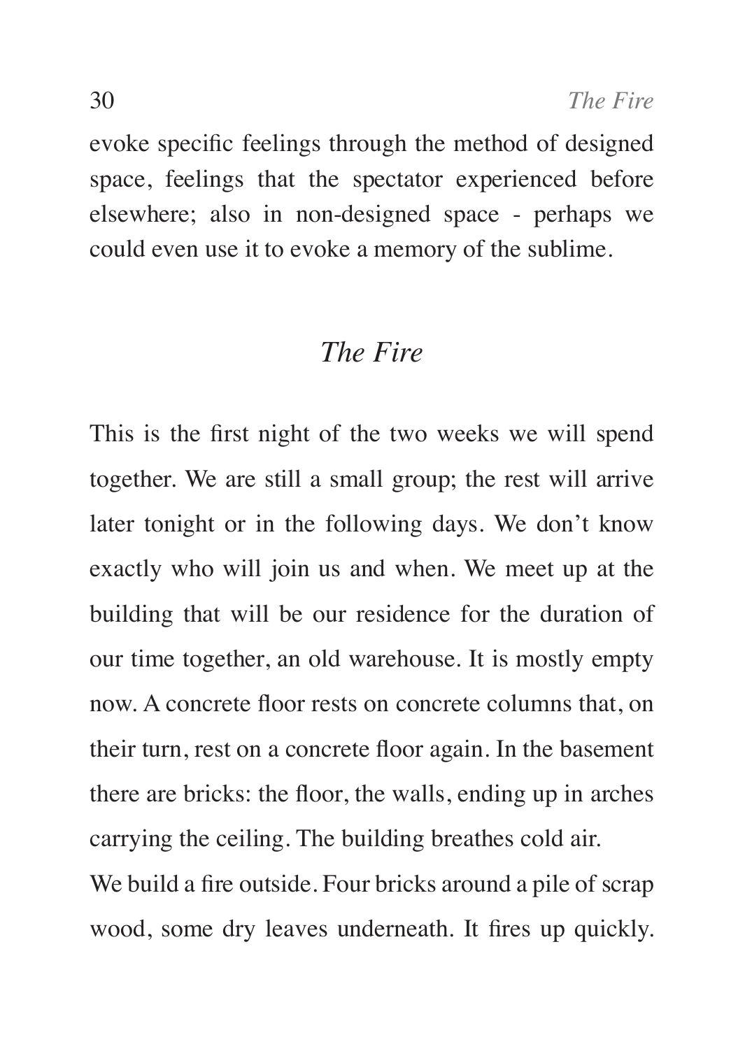evoke specific feelings through the method of designed space, feelings that the spectator experienced before elsewhere; also in non-designed space - perhaps we could even use it to evoke a memory of the sublime.

## *The Fire*

This is the first night of the two weeks we will spend together. We are still a small group; the rest will arrive later tonight or in the following days. We don't know exactly who will join us and when. We meet up at the building that will be our residence for the duration of our time together, an old warehouse. It is mostly empty now. A concrete floor rests on concrete columns that, on their turn, rest on a concrete floor again. In the basement there are bricks: the floor, the walls, ending up in arches carrying the ceiling. The building breathes cold air.

We build a fire outside. Four bricks around a pile of scrap wood, some dry leaves underneath. It fires up quickly.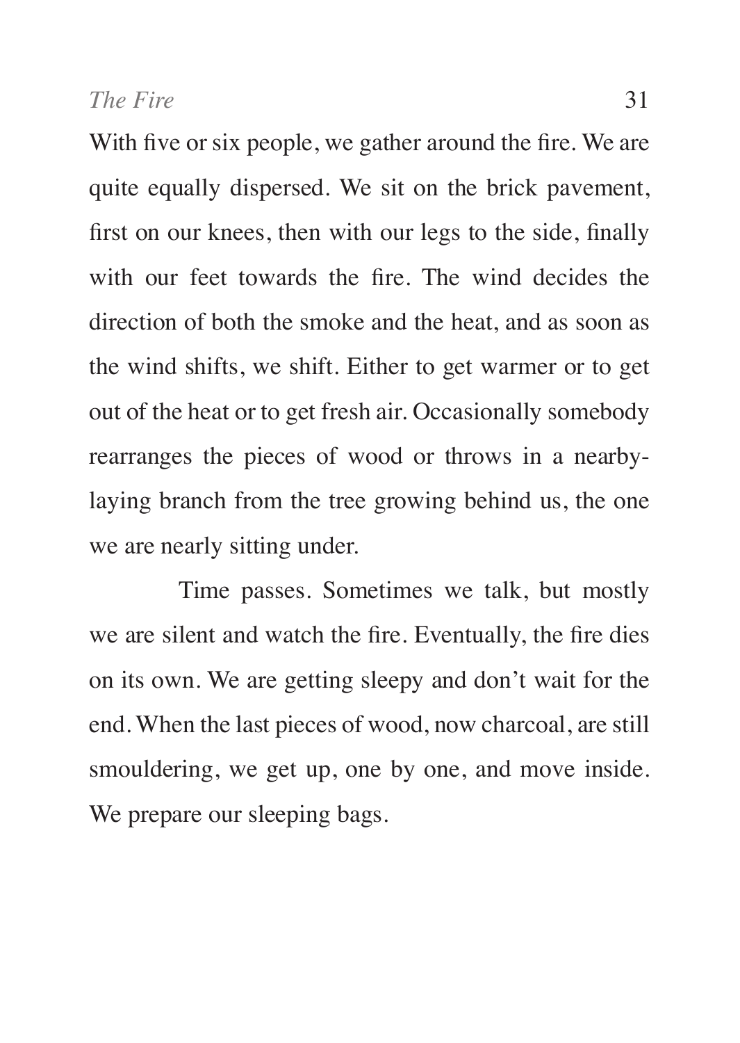With five or six people, we gather around the fire. We are quite equally dispersed. We sit on the brick pavement, first on our knees, then with our legs to the side, finally with our feet towards the fire. The wind decides the direction of both the smoke and the heat, and as soon as the wind shifts, we shift. Either to get warmer or to get out of the heat or to get fresh air. Occasionally somebody rearranges the pieces of wood or throws in a nearby-laying branch from the tree growing behind us, the one we are nearly sitting under.

Time passes. Sometimes we talk, but mostly we are silent and watch the fire. Eventually, the fire dies on its own. We are getting sleepy and don't wait for the end. When the last pieces of wood, now charcoal, are still smouldering, we get up, one by one, and move inside. We prepare our sleeping bags.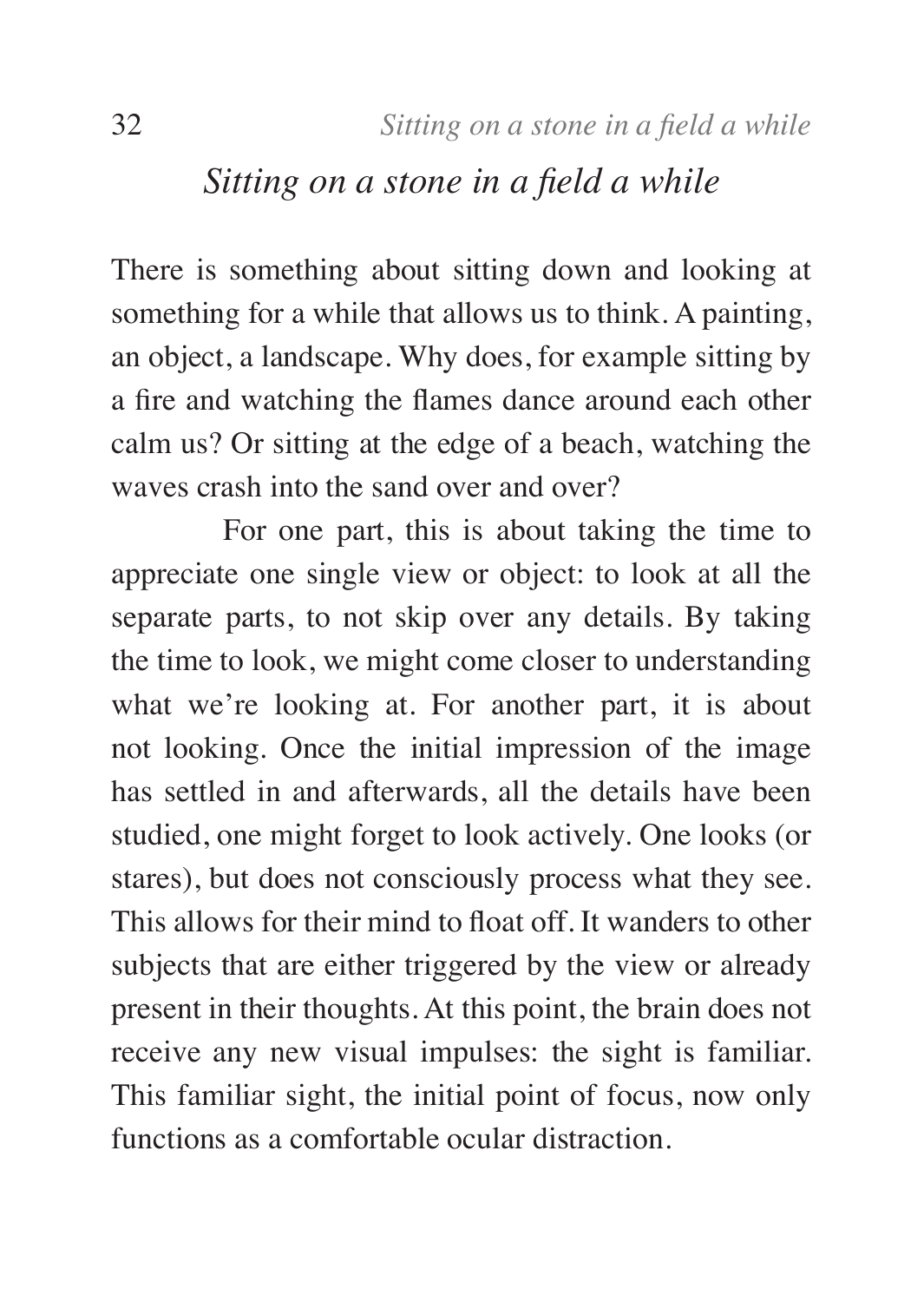# *Sitting on a stone in a field a while*

There is something about sitting down and looking at something for a while that allows us to think. A painting, an object, a landscape. Why does, for example sitting by a fire and watching the flames dance around each other calm us? Or sitting at the edge of a beach, watching the waves crash into the sand over and over?

For one part, this is about taking the time to appreciate one single view or object: to look at all the separate parts, to not skip over any details. By taking the time to look, we might come closer to understanding what we're looking at. For another part, it is about not looking. Once the initial impression of the image has settled in and afterwards, all the details have been studied, one might forget to look actively. One looks (or stares), but does not consciously process what they see. This allows for their mind to float off. It wanders to other subjects that are either triggered by the view or already present in their thoughts. At this point, the brain does not receive any new visual impulses: the sight is familiar. This familiar sight, the initial point of focus, now only functions as a comfortable ocular distraction.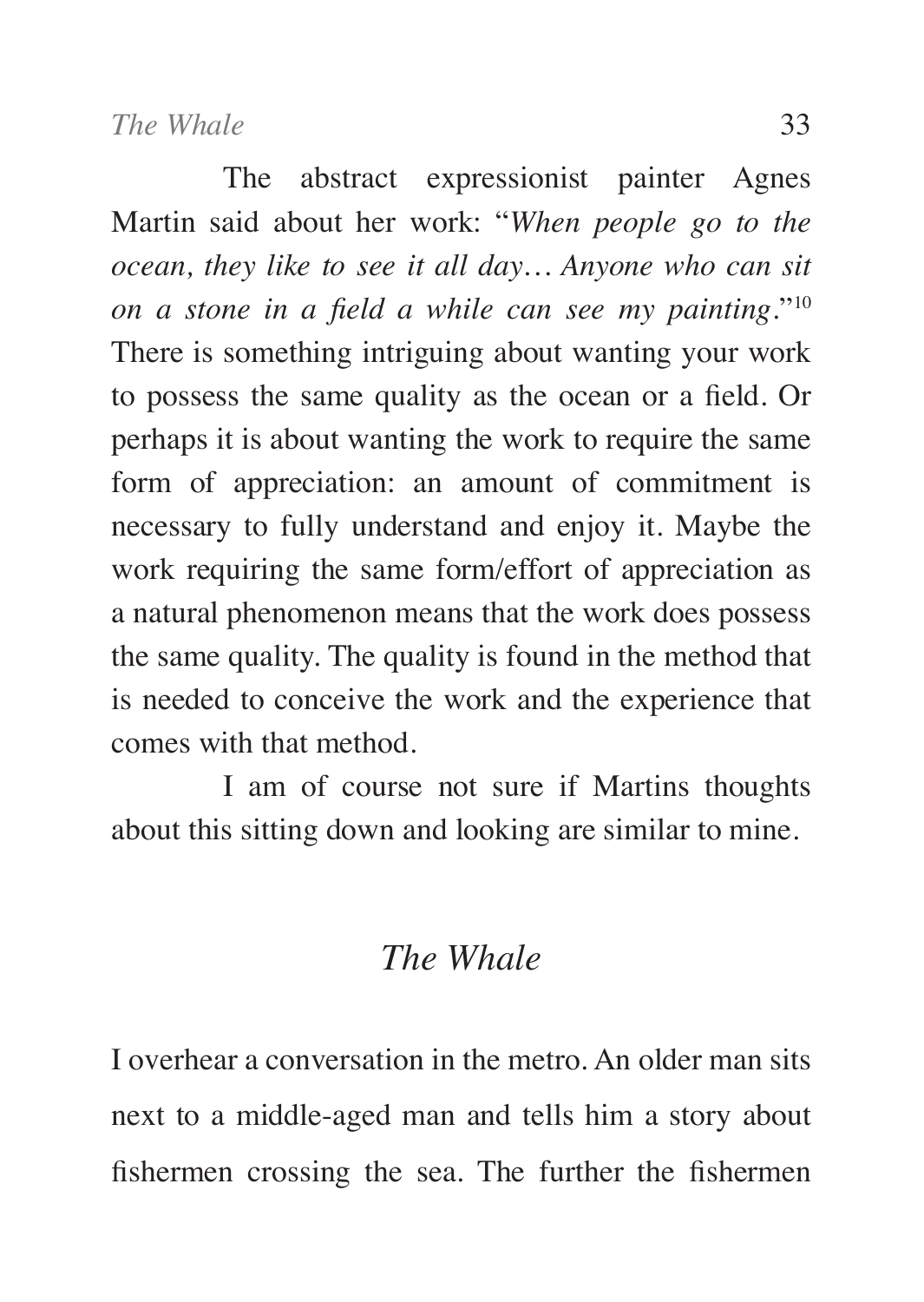The abstract expressionist painter Agnes Martin said about her work: "*When people go to the ocean, they like to see it all day… Anyone who can sit on a stone in a field a while can see my painting*."[10] There is something intriguing about wanting your work to possess the same quality as the ocean or a field. Or perhaps it is about wanting the work to require the same form of appreciation: an amount of commitment is necessary to fully understand and enjoy it. Maybe the work requiring the same form/effort of appreciation as a natural phenomenon means that the work does possess the same quality. The quality is found in the method that is needed to conceive the work and the experience that comes with that method.

I am of course not sure if Martins thoughts about this sitting down and looking are similar to mine.

## *The Whale*

I overhear a conversation in the metro. An older man sits next to a middle-aged man and tells him a story about fishermen crossing the sea. The further the fishermen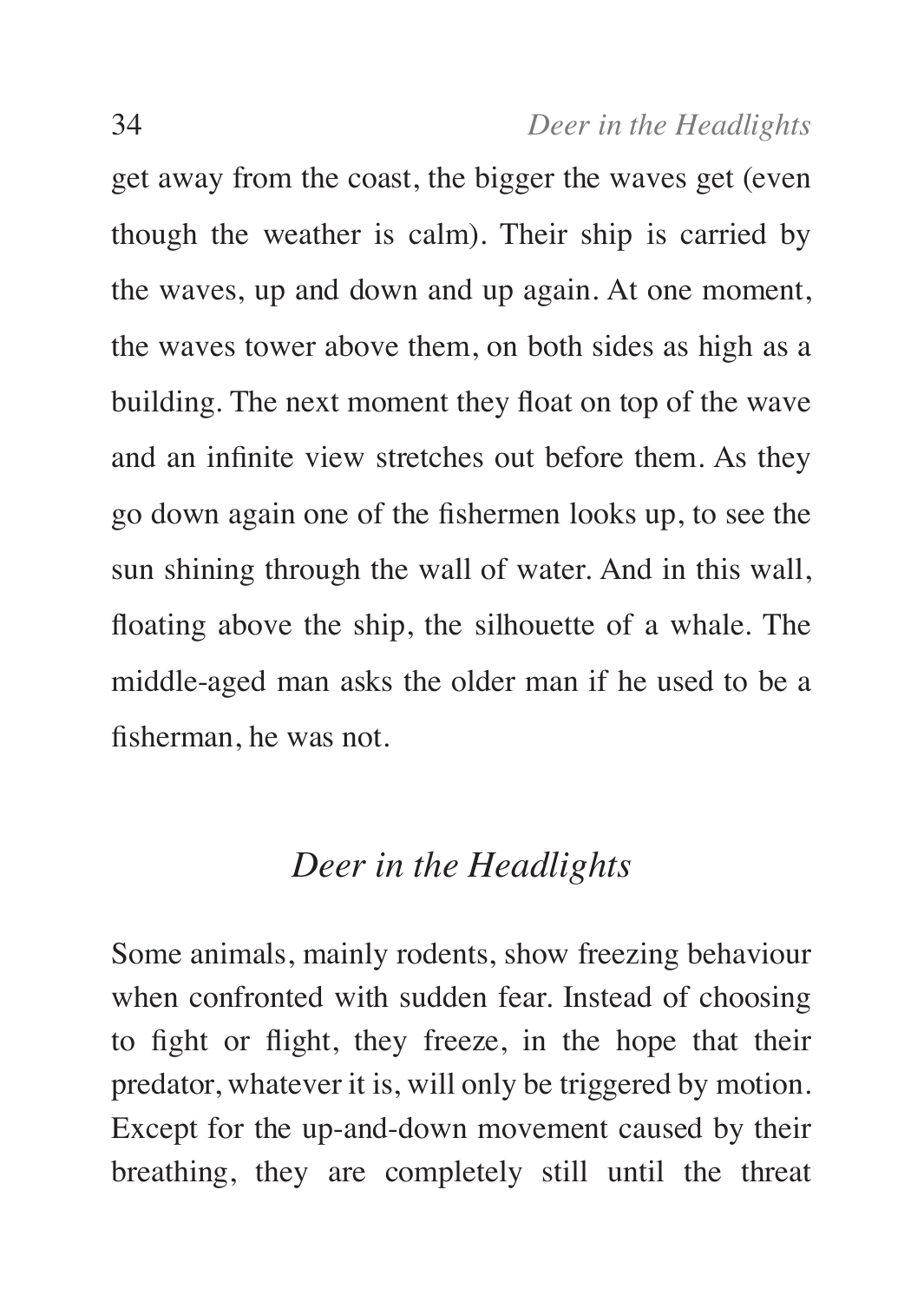get away from the coast, the bigger the waves get (even though the weather is calm). Their ship is carried by the waves, up and down and up again. At one moment, the waves tower above them, on both sides as high as a building. The next moment they float on top of the wave and an infinite view stretches out before them. As they go down again one of the fishermen looks up, to see the sun shining through the wall of water. And in this wall, floating above the ship, the silhouette of a whale. The middle-aged man asks the older man if he used to be a fisherman, he was not.

## *Deer in the Headlights*

Some animals, mainly rodents, show freezing behaviour when confronted with sudden fear. Instead of choosing to fight or flight, they freeze, in the hope that their predator, whatever it is, will only be triggered by motion. Except for the up-and-down movement caused by their breathing, they are completely still until the threat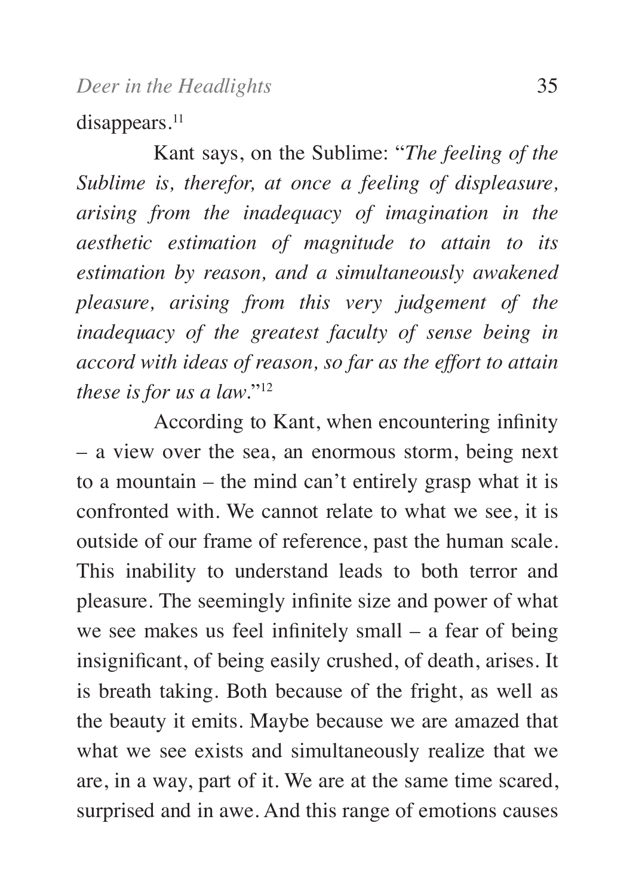disappears.[11]

Kant says, on the Sublime: "*The feeling of the Sublime is, therefor, at once a feeling of displeasure, arising from the inadequacy of imagination in the aesthetic estimation of magnitude to attain to its estimation by reason, and a simultaneously awakened pleasure, arising from this very judgement of the inadequacy of the greatest faculty of sense being in accord with ideas of reason, so far as the effort to attain these is for us a law.*"[12]

According to Kant, when encountering infinity – a view over the sea, an enormous storm, being next to a mountain – the mind can't entirely grasp what it is confronted with. We cannot relate to what we see, it is outside of our frame of reference, past the human scale. This inability to understand leads to both terror and pleasure. The seemingly infinite size and power of what we see makes us feel infinitely small – a fear of being insignificant, of being easily crushed, of death, arises. It is breath taking. Both because of the fright, as well as the beauty it emits. Maybe because we are amazed that what we see exists and simultaneously realize that we are, in a way, part of it. We are at the same time scared, surprised and in awe. And this range of emotions causes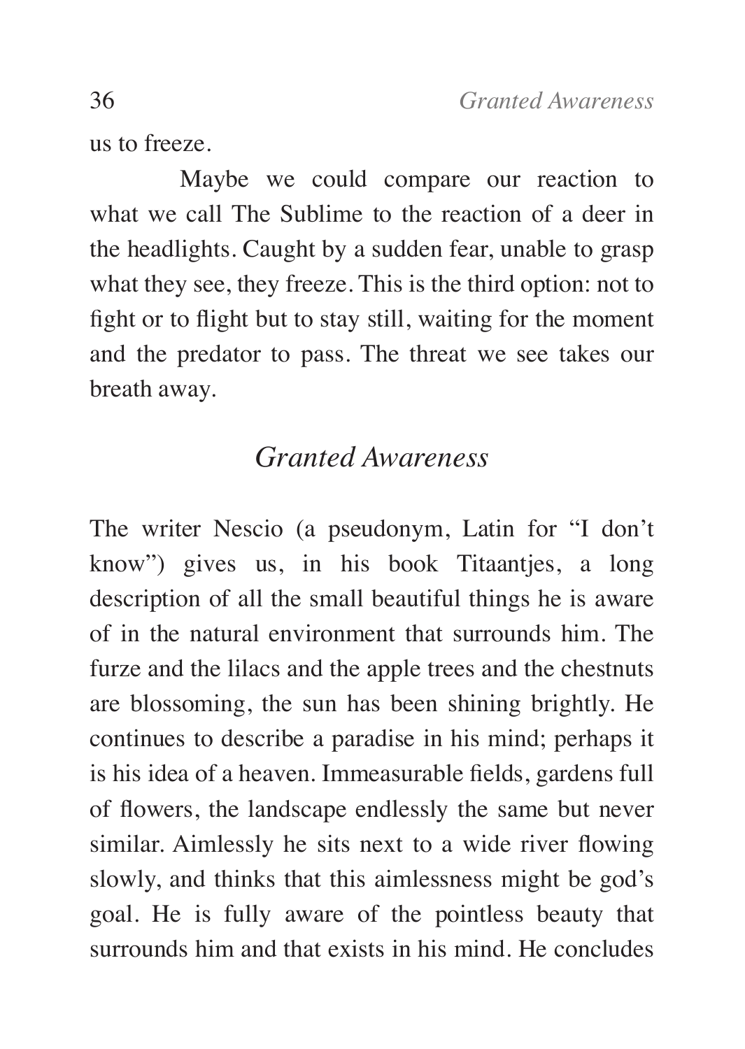us to freeze.

Maybe we could compare our reaction to what we call The Sublime to the reaction of a deer in the headlights. Caught by a sudden fear, unable to grasp what they see, they freeze. This is the third option: not to fight or to flight but to stay still, waiting for the moment and the predator to pass. The threat we see takes our breath away.

## *Granted Awareness*

The writer Nescio (a pseudonym, Latin for "I don't know") gives us, in his book Titaantjes, a long description of all the small beautiful things he is aware of in the natural environment that surrounds him. The furze and the lilacs and the apple trees and the chestnuts are blossoming, the sun has been shining brightly. He continues to describe a paradise in his mind; perhaps it is his idea of a heaven. Immeasurable fields, gardens full of flowers, the landscape endlessly the same but never similar. Aimlessly he sits next to a wide river flowing slowly, and thinks that this aimlessness might be god's goal. He is fully aware of the pointless beauty that surrounds him and that exists in his mind. He concludes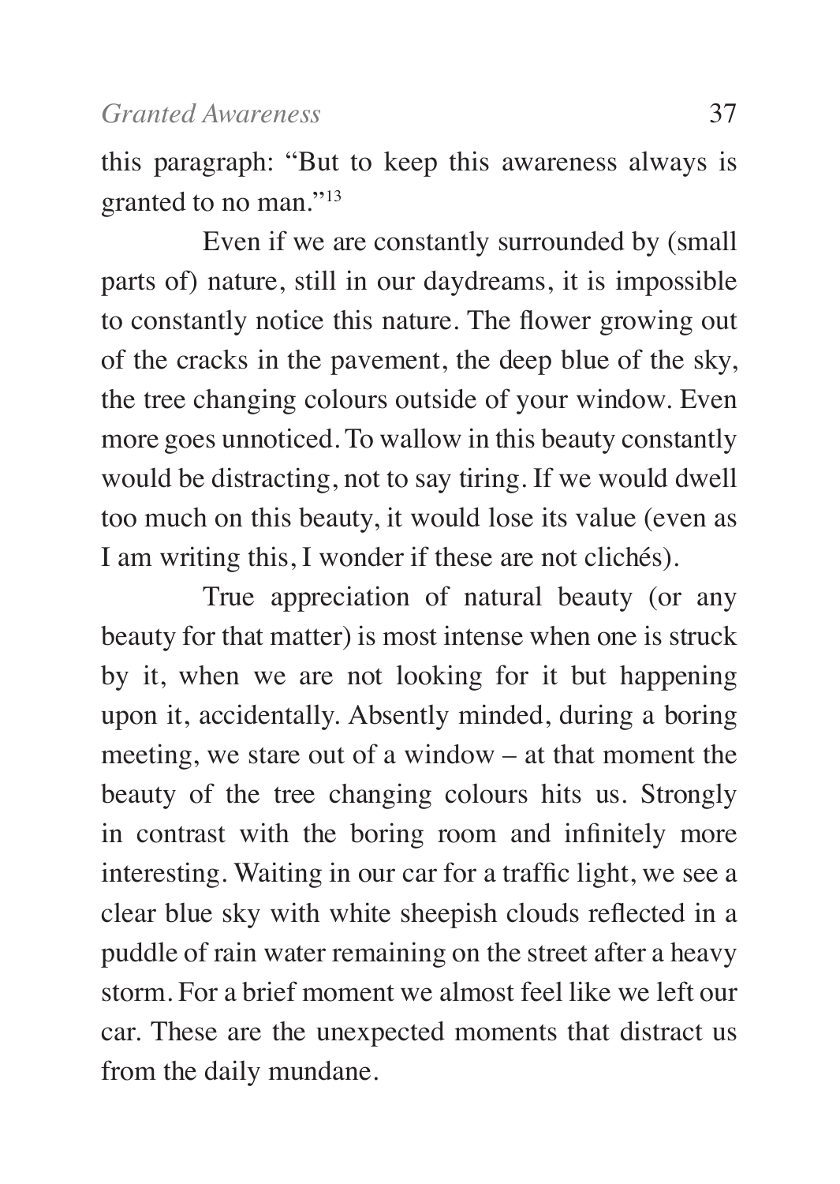this paragraph: "But to keep this awareness always is granted to no man."[13]

Even if we are constantly surrounded by (small parts of) nature, still in our daydreams, it is impossible to constantly notice this nature. The flower growing out of the cracks in the pavement, the deep blue of the sky, the tree changing colours outside of your window. Even more goes unnoticed. To wallow in this beauty constantly would be distracting, not to say tiring. If we would dwell too much on this beauty, it would lose its value (even as I am writing this, I wonder if these are not clichés).

True appreciation of natural beauty (or any beauty for that matter) is most intense when one is struck by it, when we are not looking for it but happening upon it, accidentally. Absently minded, during a boring meeting, we stare out of a window – at that moment the beauty of the tree changing colours hits us. Strongly in contrast with the boring room and infinitely more interesting. Waiting in our car for a traffic light, we see a clear blue sky with white sheepish clouds reflected in a puddle of rain water remaining on the street after a heavy storm. For a brief moment we almost feel like we left our car. These are the unexpected moments that distract us from the daily mundane.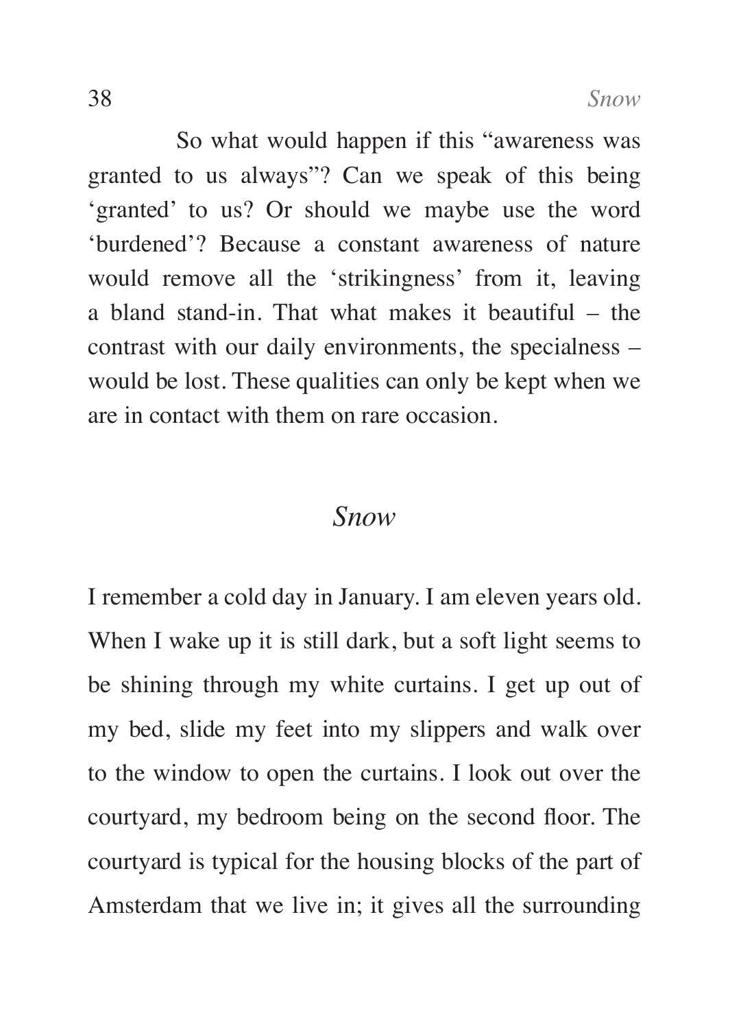So what would happen if this "awareness was granted to us always"? Can we speak of this being 'granted' to us? Or should we maybe use the word 'burdened'? Because a constant awareness of nature would remove all the 'strikingness' from it, leaving a bland stand-in. That what makes it beautiful – the contrast with our daily environments, the specialness – would be lost. These qualities can only be kept when we are in contact with them on rare occasion.

## *Snow*

I remember a cold day in January. I am eleven years old. When I wake up it is still dark, but a soft light seems to be shining through my white curtains. I get up out of my bed, slide my feet into my slippers and walk over to the window to open the curtains. I look out over the courtyard, my bedroom being on the second floor. The courtyard is typical for the housing blocks of the part of Amsterdam that we live in; it gives all the surrounding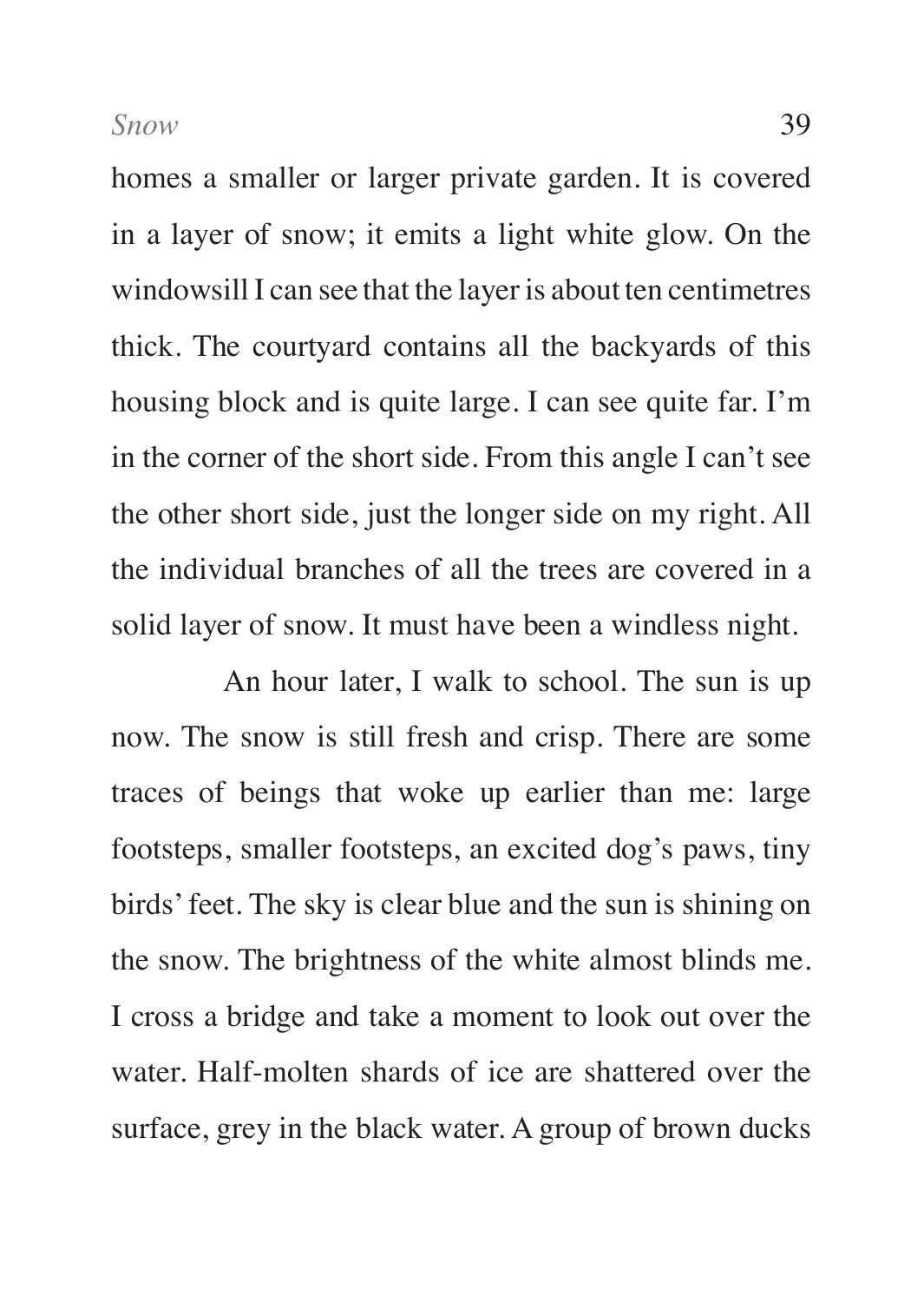homes a smaller or larger private garden. It is covered in a layer of snow; it emits a light white glow. On the windowsill I can see that the layer is about ten centimetres thick. The courtyard contains all the backyards of this housing block and is quite large. I can see quite far. I'm in the corner of the short side. From this angle I can't see the other short side, just the longer side on my right. All the individual branches of all the trees are covered in a solid layer of snow. It must have been a windless night.

An hour later, I walk to school. The sun is up now. The snow is still fresh and crisp. There are some traces of beings that woke up earlier than me: large footsteps, smaller footsteps, an excited dog's paws, tiny birds' feet. The sky is clear blue and the sun is shining on the snow. The brightness of the white almost blinds me. I cross a bridge and take a moment to look out over the water. Half-molten shards of ice are shattered over the surface, grey in the black water. A group of brown ducks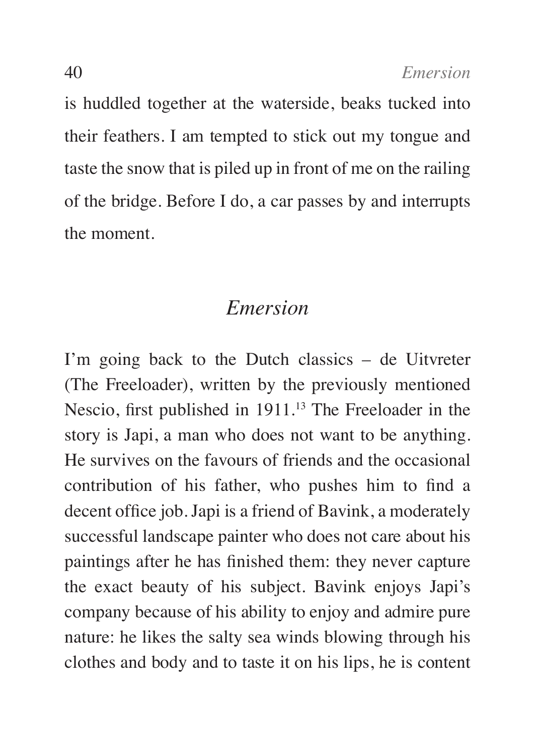is huddled together at the waterside, beaks tucked into their feathers. I am tempted to stick out my tongue and taste the snow that is piled up in front of me on the railing of the bridge. Before I do, a car passes by and interrupts the moment.

## *Emersion*

I'm going back to the Dutch classics – de Uitvreter (The Freeloader), written by the previously mentioned Nescio, first published in 1911.[13] The Freeloader in the story is Japi, a man who does not want to be anything. He survives on the favours of friends and the occasional contribution of his father, who pushes him to find a decent office job. Japi is a friend of Bavink, a moderately successful landscape painter who does not care about his paintings after he has finished them: they never capture the exact beauty of his subject. Bavink enjoys Japi's company because of his ability to enjoy and admire pure nature: he likes the salty sea winds blowing through his clothes and body and to taste it on his lips, he is content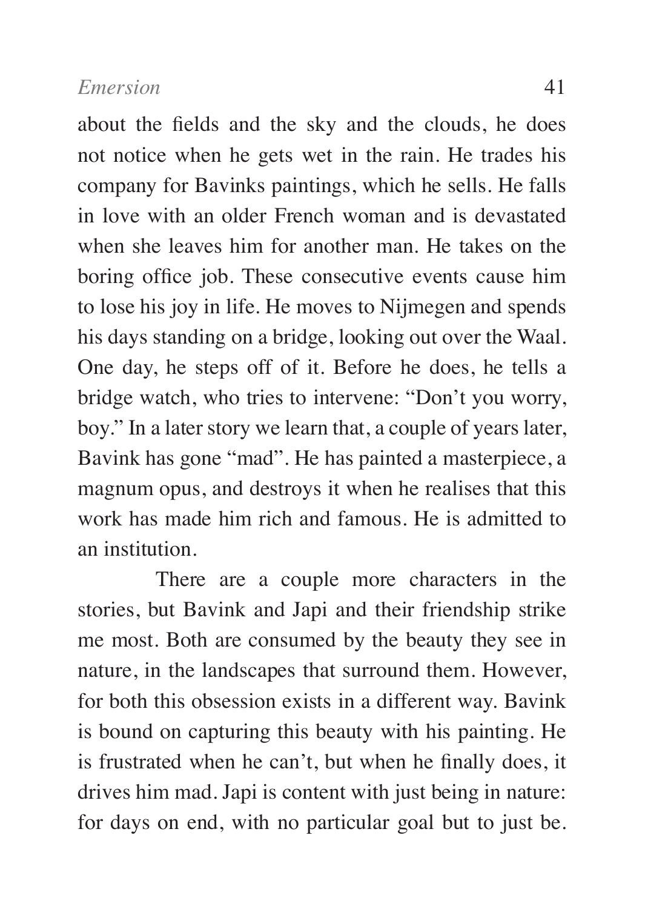about the fields and the sky and the clouds, he does not notice when he gets wet in the rain. He trades his company for Bavinks paintings, which he sells. He falls in love with an older French woman and is devastated when she leaves him for another man. He takes on the boring office job. These consecutive events cause him to lose his joy in life. He moves to Nijmegen and spends his days standing on a bridge, looking out over the Waal. One day, he steps off of it. Before he does, he tells a bridge watch, who tries to intervene: "Don't you worry, boy." In a later story we learn that, a couple of years later, Bavink has gone "mad". He has painted a masterpiece, a magnum opus, and destroys it when he realises that this work has made him rich and famous. He is admitted to an institution.

There are a couple more characters in the stories, but Bavink and Japi and their friendship strike me most. Both are consumed by the beauty they see in nature, in the landscapes that surround them. However, for both this obsession exists in a different way. Bavink is bound on capturing this beauty with his painting. He is frustrated when he can't, but when he finally does, it drives him mad. Japi is content with just being in nature: for days on end, with no particular goal but to just be.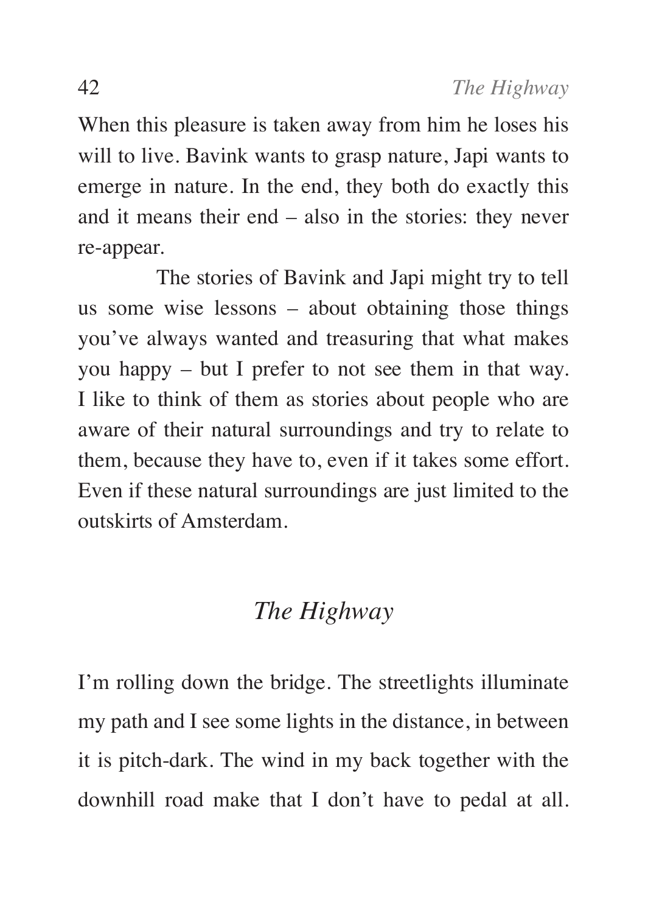When this pleasure is taken away from him he loses his will to live. Bavink wants to grasp nature, Japi wants to emerge in nature. In the end, they both do exactly this and it means their end – also in the stories: they never re-appear.

The stories of Bavink and Japi might try to tell us some wise lessons – about obtaining those things you've always wanted and treasuring that what makes you happy – but I prefer to not see them in that way. I like to think of them as stories about people who are aware of their natural surroundings and try to relate to them, because they have to, even if it takes some effort. Even if these natural surroundings are just limited to the outskirts of Amsterdam.

## *The Highway*

I'm rolling down the bridge. The streetlights illuminate my path and I see some lights in the distance, in between it is pitch-dark. The wind in my back together with the downhill road make that I don't have to pedal at all.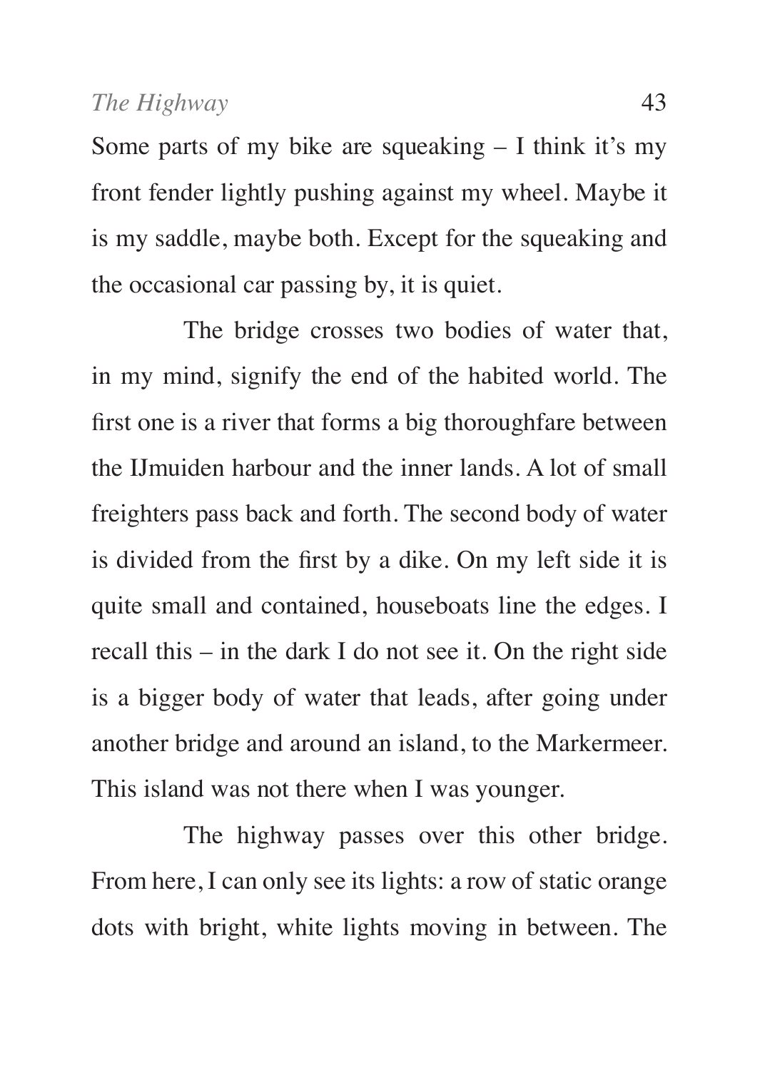Some parts of my bike are squeaking – I think it's my front fender lightly pushing against my wheel. Maybe it is my saddle, maybe both. Except for the squeaking and the occasional car passing by, it is quiet.

The bridge crosses two bodies of water that, in my mind, signify the end of the habited world. The first one is a river that forms a big thoroughfare between the IJmuiden harbour and the inner lands. A lot of small freighters pass back and forth. The second body of water is divided from the first by a dike. On my left side it is quite small and contained, houseboats line the edges. I recall this – in the dark I do not see it. On the right side is a bigger body of water that leads, after going under another bridge and around an island, to the Markermeer. This island was not there when I was younger.

The highway passes over this other bridge. From here, I can only see its lights: a row of static orange dots with bright, white lights moving in between. The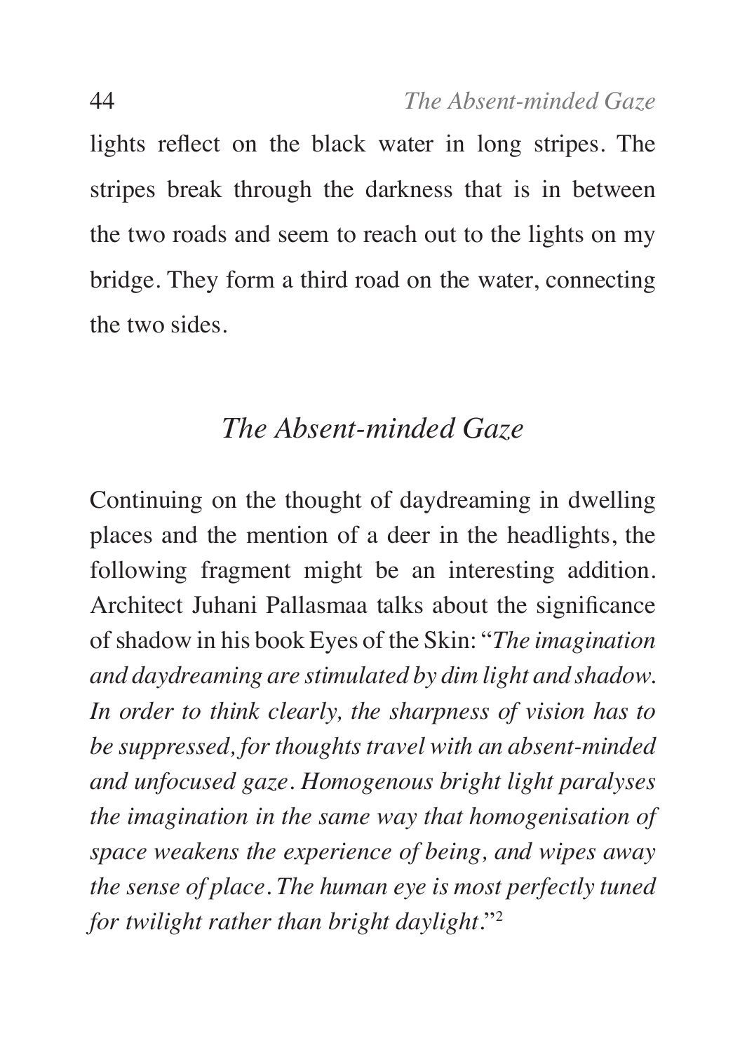lights reflect on the black water in long stripes. The stripes break through the darkness that is in between the two roads and seem to reach out to the lights on my bridge. They form a third road on the water, connecting the two sides.

## *The Absent-minded Gaze*

Continuing on the thought of daydreaming in dwelling places and the mention of a deer in the headlights, the following fragment might be an interesting addition. Architect Juhani Pallasmaa talks about the significance of shadow in his book Eyes of the Skin: "*The imagination and daydreaming are stimulated by dim light and shadow. In order to think clearly, the sharpness of vision has to be suppressed, for thoughts travel with an absent-minded and unfocused gaze. Homogenous bright light paralyses the imagination in the same way that homogenisation of space weakens the experience of being, and wipes away the sense of place. The human eye is most perfectly tuned for twilight rather than bright daylight*."[2]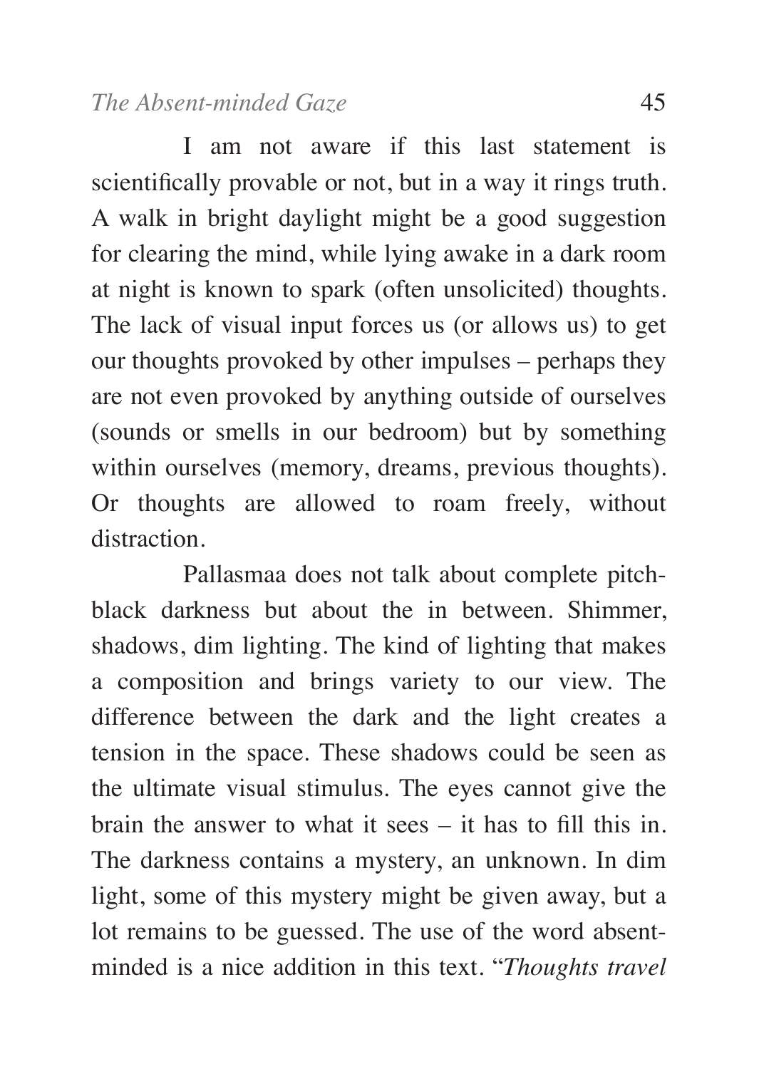I am not aware if this last statement is scientifically provable or not, but in a way it rings truth. A walk in bright daylight might be a good suggestion for clearing the mind, while lying awake in a dark room at night is known to spark (often unsolicited) thoughts. The lack of visual input forces us (or allows us) to get our thoughts provoked by other impulses – perhaps they are not even provoked by anything outside of ourselves (sounds or smells in our bedroom) but by something within ourselves (memory, dreams, previous thoughts). Or thoughts are allowed to roam freely, without distraction.

Pallasmaa does not talk about complete pitch-black darkness but about the in between. Shimmer, shadows, dim lighting. The kind of lighting that makes a composition and brings variety to our view. The difference between the dark and the light creates a tension in the space. These shadows could be seen as the ultimate visual stimulus. The eyes cannot give the brain the answer to what it sees – it has to fill this in. The darkness contains a mystery, an unknown. In dim light, some of this mystery might be given away, but a lot remains to be guessed. The use of the word absent-minded is a nice addition in this text. "*Thoughts travel*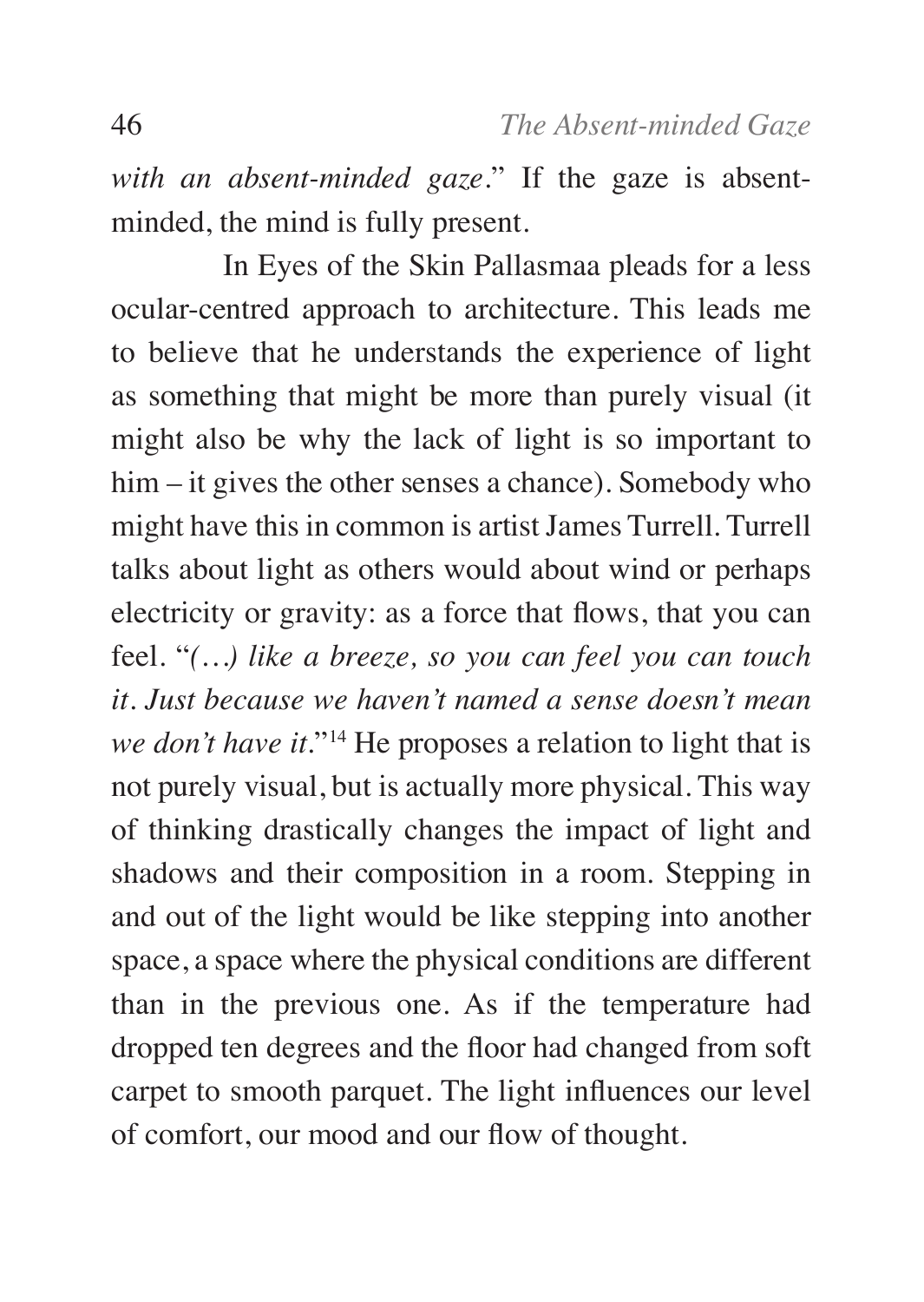*with an absent-minded gaze*." If the gaze is absent-minded, the mind is fully present.

In Eyes of the Skin Pallasmaa pleads for a less ocular-centred approach to architecture. This leads me to believe that he understands the experience of light as something that might be more than purely visual (it might also be why the lack of light is so important to him – it gives the other senses a chance). Somebody who might have this in common is artist James Turrell. Turrell talks about light as others would about wind or perhaps electricity or gravity: as a force that flows, that you can feel. "*(…) like a breeze, so you can feel you can touch it. Just because we haven't named a sense doesn't mean we don't have it*."[14] He proposes a relation to light that is not purely visual, but is actually more physical. This way of thinking drastically changes the impact of light and shadows and their composition in a room. Stepping in and out of the light would be like stepping into another space, a space where the physical conditions are different than in the previous one. As if the temperature had dropped ten degrees and the floor had changed from soft carpet to smooth parquet. The light influences our level of comfort, our mood and our flow of thought.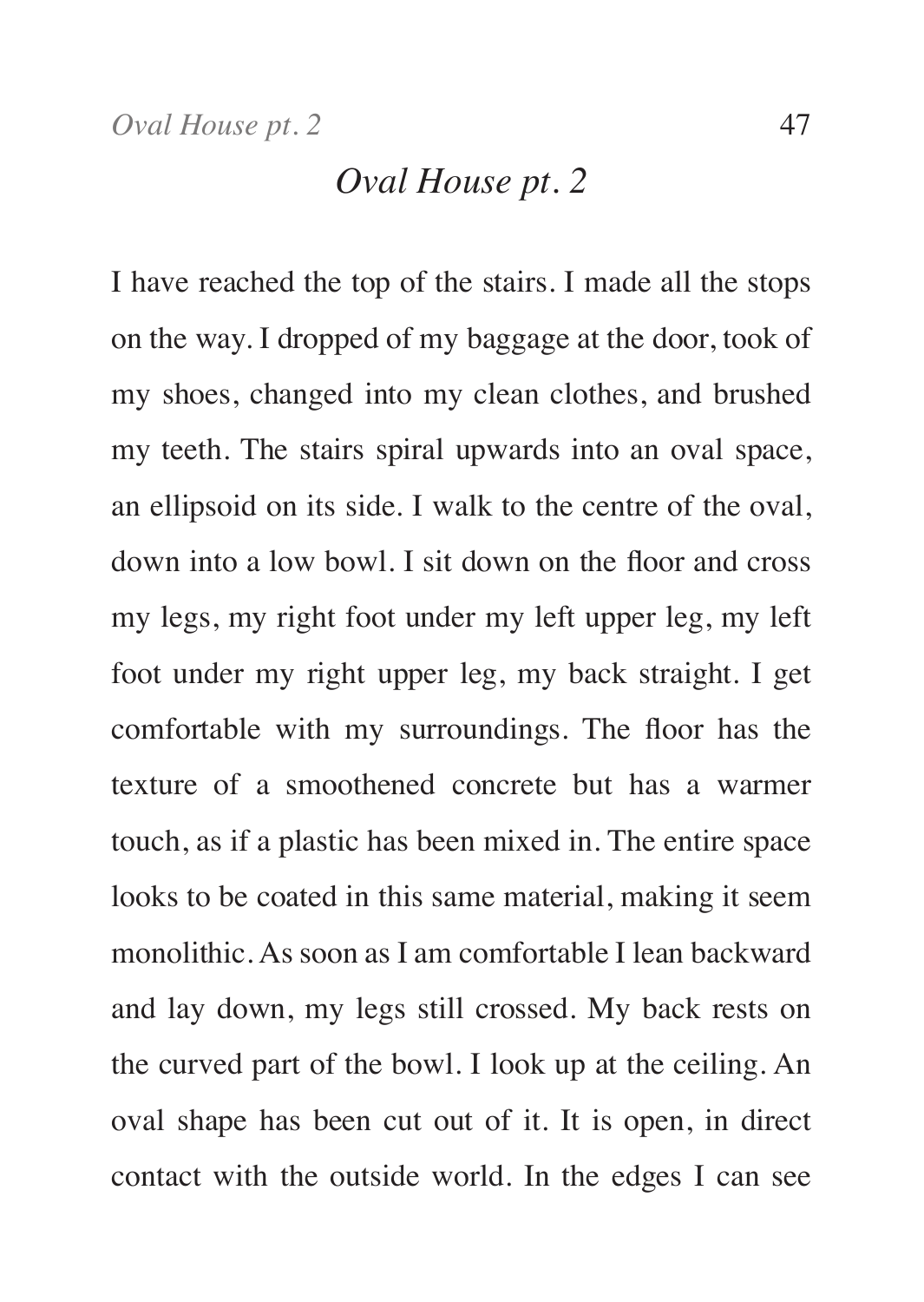# *Oval House pt. 2*

I have reached the top of the stairs. I made all the stops on the way. I dropped of my baggage at the door, took of my shoes, changed into my clean clothes, and brushed my teeth. The stairs spiral upwards into an oval space, an ellipsoid on its side. I walk to the centre of the oval, down into a low bowl. I sit down on the floor and cross my legs, my right foot under my left upper leg, my left foot under my right upper leg, my back straight. I get comfortable with my surroundings. The floor has the texture of a smoothened concrete but has a warmer touch, as if a plastic has been mixed in. The entire space looks to be coated in this same material, making it seem monolithic. As soon as I am comfortable I lean backward and lay down, my legs still crossed. My back rests on the curved part of the bowl. I look up at the ceiling. An oval shape has been cut out of it. It is open, in direct contact with the outside world. In the edges I can see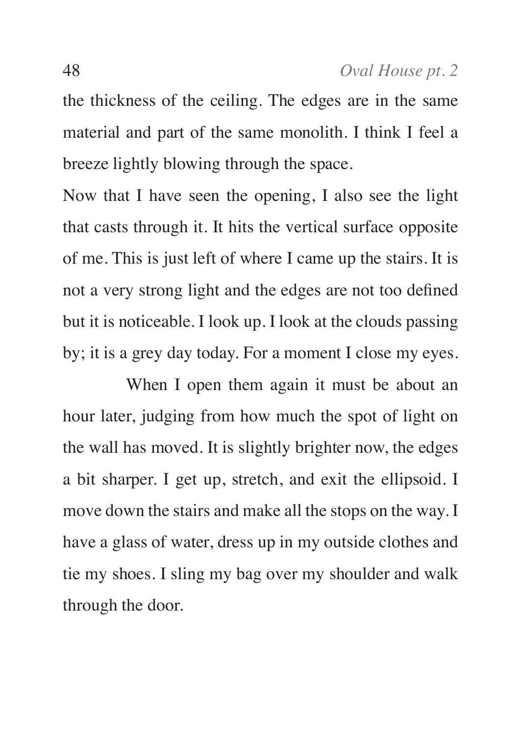the thickness of the ceiling. The edges are in the same material and part of the same monolith. I think I feel a breeze lightly blowing through the space.

Now that I have seen the opening, I also see the light that casts through it. It hits the vertical surface opposite of me. This is just left of where I came up the stairs. It is not a very strong light and the edges are not too defined but it is noticeable. I look up. I look at the clouds passing by; it is a grey day today. For a moment I close my eyes.

When I open them again it must be about an hour later, judging from how much the spot of light on the wall has moved. It is slightly brighter now, the edges a bit sharper. I get up, stretch, and exit the ellipsoid. I move down the stairs and make all the stops on the way. I have a glass of water, dress up in my outside clothes and tie my shoes. I sling my bag over my shoulder and walk through the door.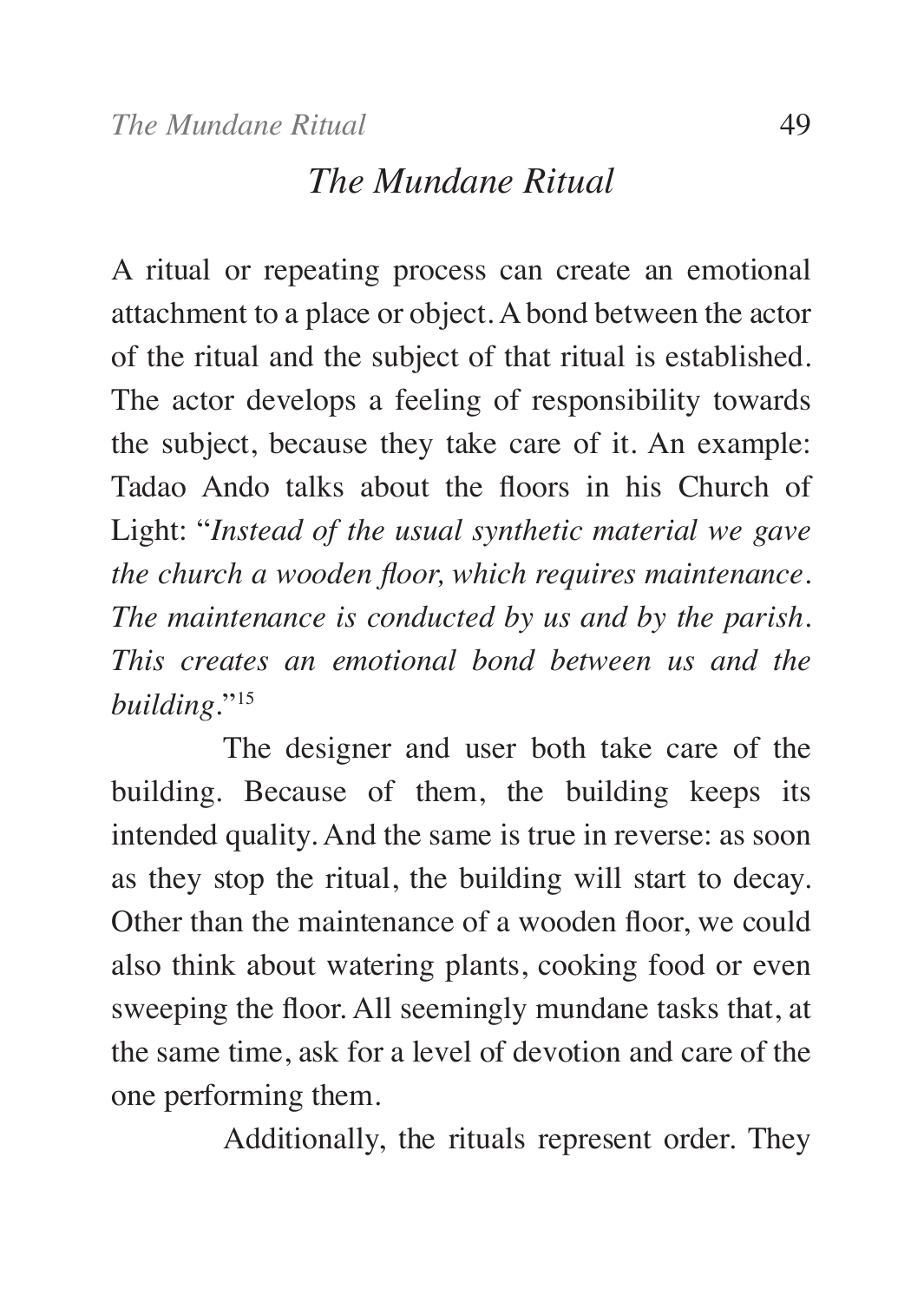## *The Mundane Ritual*

A ritual or repeating process can create an emotional attachment to a place or object. A bond between the actor of the ritual and the subject of that ritual is established. The actor develops a feeling of responsibility towards the subject, because they take care of it. An example: Tadao Ando talks about the floors in his Church of Light: "*Instead of the usual synthetic material we gave the church a wooden floor, which requires maintenance. The maintenance is conducted by us and by the parish. This creates an emotional bond between us and the building*."[15]

The designer and user both take care of the building. Because of them, the building keeps its intended quality. And the same is true in reverse: as soon as they stop the ritual, the building will start to decay. Other than the maintenance of a wooden floor, we could also think about watering plants, cooking food or even sweeping the floor. All seemingly mundane tasks that, at the same time, ask for a level of devotion and care of the one performing them.

Additionally, the rituals represent order. They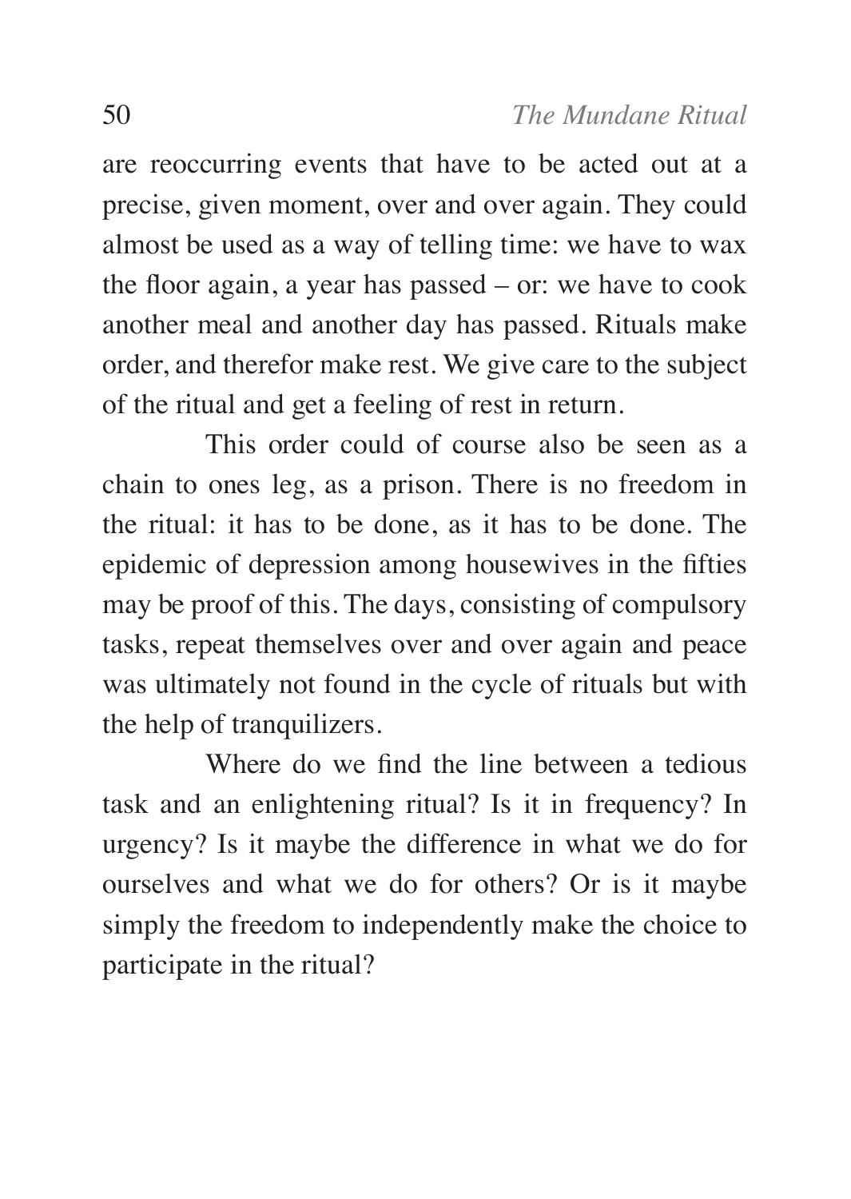are reoccurring events that have to be acted out at a precise, given moment, over and over again. They could almost be used as a way of telling time: we have to wax the floor again, a year has passed – or: we have to cook another meal and another day has passed. Rituals make order, and therefor make rest. We give care to the subject of the ritual and get a feeling of rest in return.

This order could of course also be seen as a chain to ones leg, as a prison. There is no freedom in the ritual: it has to be done, as it has to be done. The epidemic of depression among housewives in the fifties may be proof of this. The days, consisting of compulsory tasks, repeat themselves over and over again and peace was ultimately not found in the cycle of rituals but with the help of tranquilizers.

Where do we find the line between a tedious task and an enlightening ritual? Is it in frequency? In urgency? Is it maybe the difference in what we do for ourselves and what we do for others? Or is it maybe simply the freedom to independently make the choice to participate in the ritual?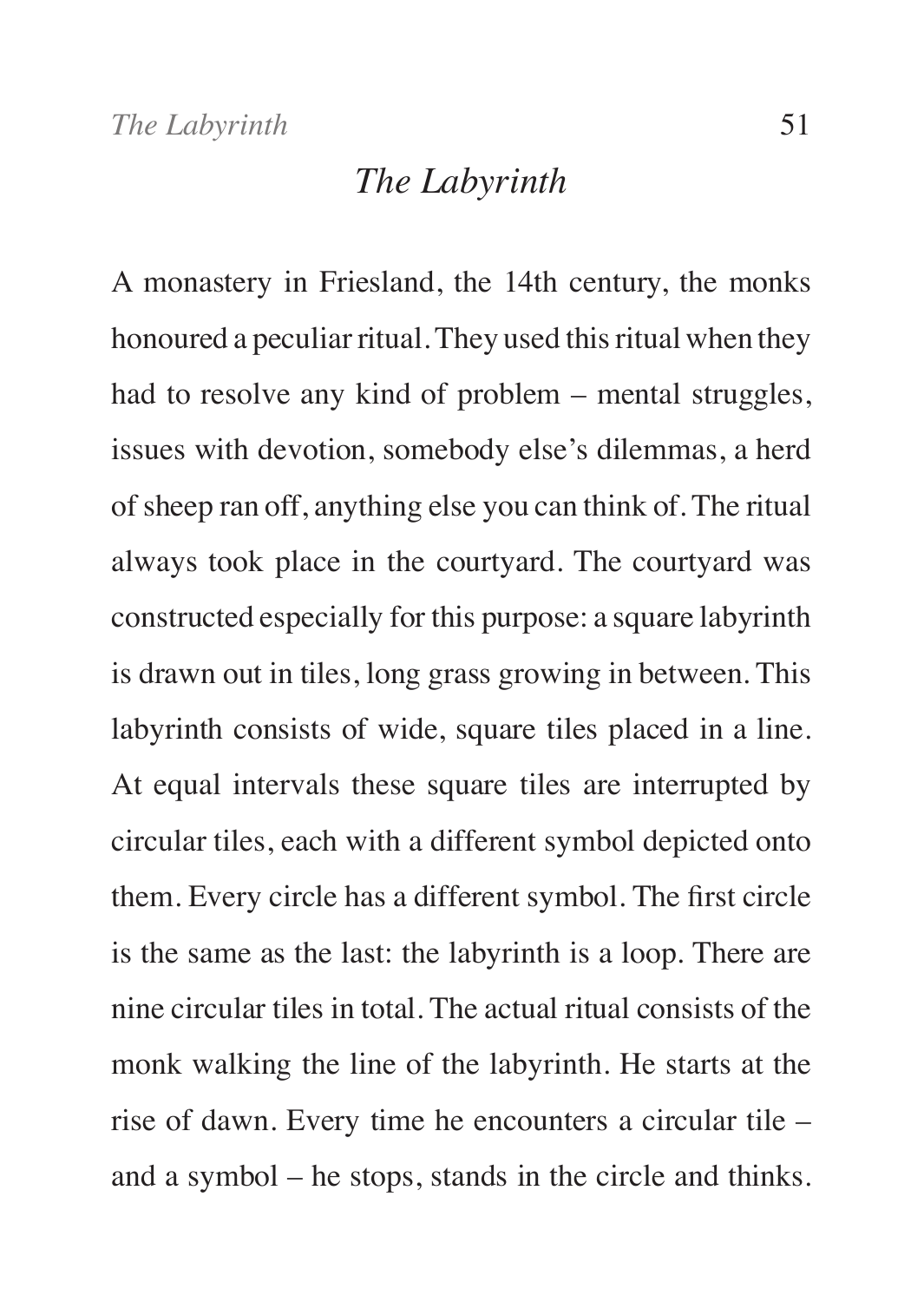# *The Labyrinth*

A monastery in Friesland, the 14th century, the monks honoured a peculiar ritual. They used this ritual when they had to resolve any kind of problem – mental struggles, issues with devotion, somebody else's dilemmas, a herd of sheep ran off, anything else you can think of. The ritual always took place in the courtyard. The courtyard was constructed especially for this purpose: a square labyrinth is drawn out in tiles, long grass growing in between. This labyrinth consists of wide, square tiles placed in a line. At equal intervals these square tiles are interrupted by circular tiles, each with a different symbol depicted onto them. Every circle has a different symbol. The first circle is the same as the last: the labyrinth is a loop. There are nine circular tiles in total. The actual ritual consists of the monk walking the line of the labyrinth. He starts at the rise of dawn. Every time he encounters a circular tile – and a symbol – he stops, stands in the circle and thinks.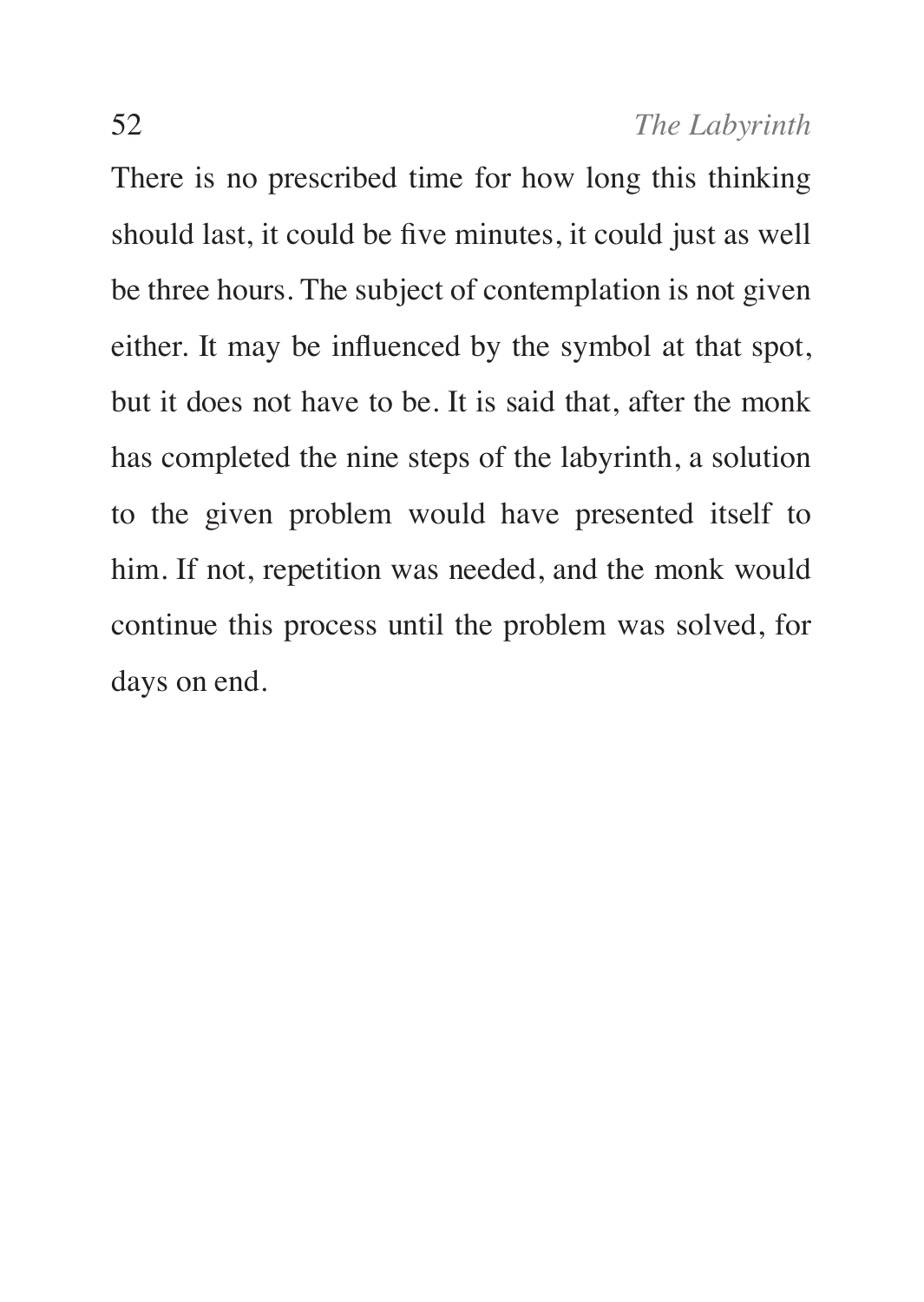There is no prescribed time for how long this thinking should last, it could be five minutes, it could just as well be three hours. The subject of contemplation is not given either. It may be influenced by the symbol at that spot, but it does not have to be. It is said that, after the monk has completed the nine steps of the labyrinth, a solution to the given problem would have presented itself to him. If not, repetition was needed, and the monk would continue this process until the problem was solved, for days on end.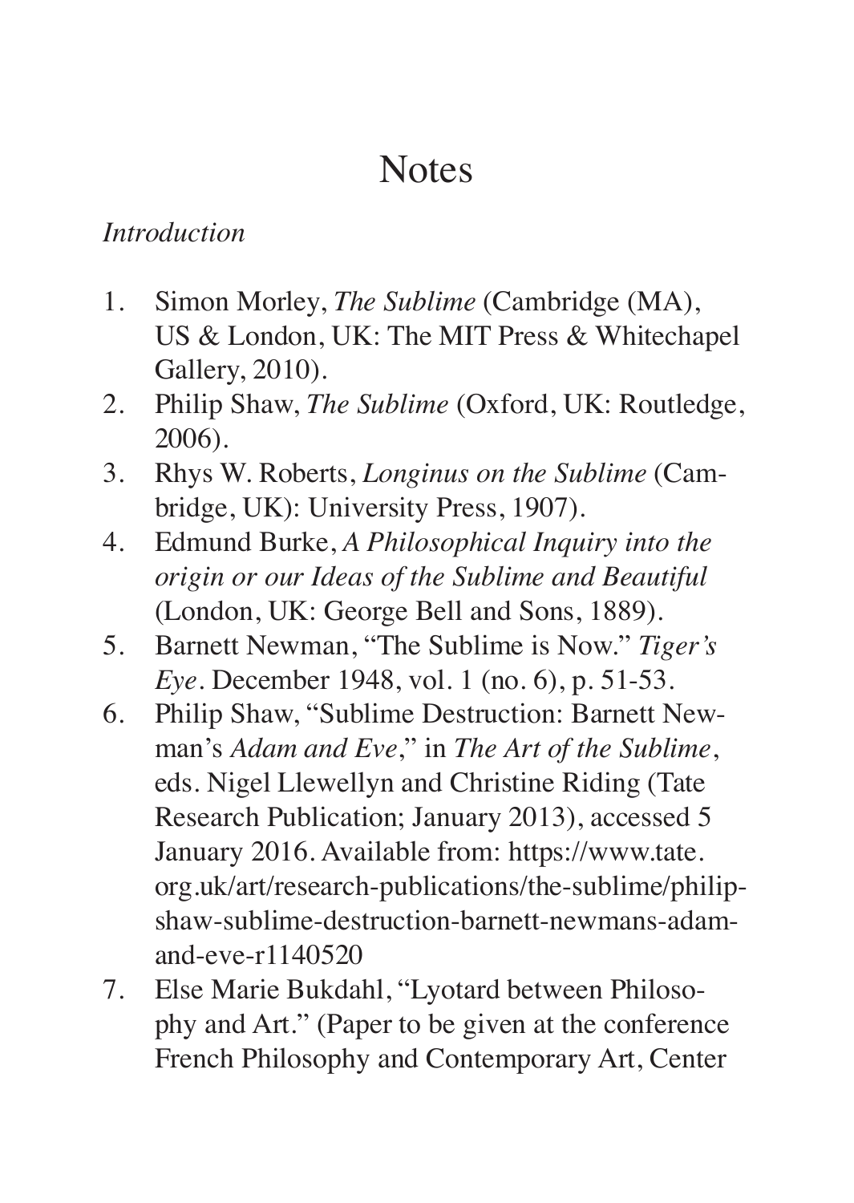# Notes

*Introduction*

1. Simon Morley, *The Sublime* (Cambridge (MA), US & London, UK: The MIT Press & Whitechapel Gallery, 2010).
2. Philip Shaw, *The Sublime* (Oxford, UK: Routledge, 2006).
3. Rhys W. Roberts, *Longinus on the Sublime* (Cambridge, UK): University Press, 1907).
4. Edmund Burke, *A Philosophical Inquiry into the origin or our Ideas of the Sublime and Beautiful* (London, UK: George Bell and Sons, 1889).
5. Barnett Newman, "The Sublime is Now." *Tiger's Eye*. December 1948, vol. 1 (no. 6), p. 51-53.
6. Philip Shaw, "Sublime Destruction: Barnett Newman's *Adam and Eve*," in *The Art of the Sublime*, eds. Nigel Llewellyn and Christine Riding (Tate Research Publication; January 2013), accessed 5 January 2016. Available from: https://www.tate.org.uk/art/research-publications/the-sublime/philip-shaw-sublime-destruction-barnett-newmans-adam-and-eve-r1140520
7. Else Marie Bukdahl, "Lyotard between Philosophy and Art." (Paper to be given at the conference French Philosophy and Contemporary Art, Center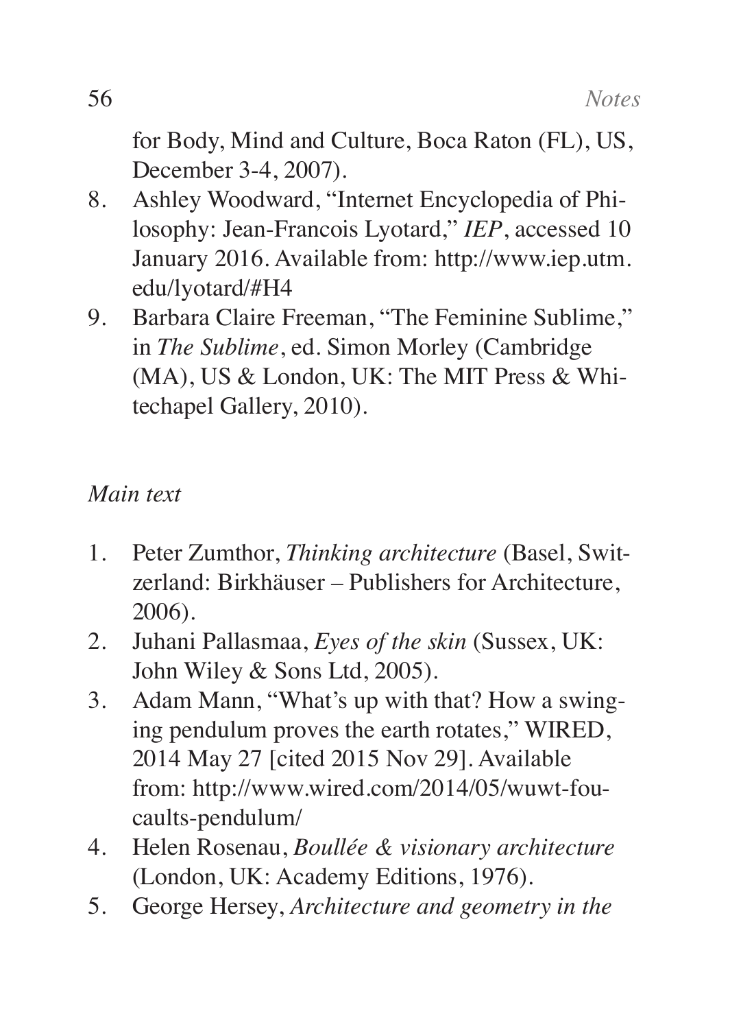for Body, Mind and Culture, Boca Raton (FL), US, December 3-4, 2007).

8. Ashley Woodward, "Internet Encyclopedia of Philosophy: Jean-Francois Lyotard," *IEP*, accessed 10 January 2016. Available from: http://www.iep.utm.edu/lyotard/#H4
9. Barbara Claire Freeman, "The Feminine Sublime," in *The Sublime*, ed. Simon Morley (Cambridge (MA), US & London, UK: The MIT Press & Whitechapel Gallery, 2010).

*Main text*

1. Peter Zumthor, *Thinking architecture* (Basel, Switzerland: Birkhäuser – Publishers for Architecture, 2006).
2. Juhani Pallasmaa, *Eyes of the skin* (Sussex, UK: John Wiley & Sons Ltd, 2005).
3. Adam Mann, "What's up with that? How a swinging pendulum proves the earth rotates," WIRED, 2014 May 27 [cited 2015 Nov 29]. Available from: http://www.wired.com/2014/05/wuwt-foucaults-pendulum/
4. Helen Rosenau, *Boullée & visionary architecture* (London, UK: Academy Editions, 1976).
5. George Hersey, *Architecture and geometry in the*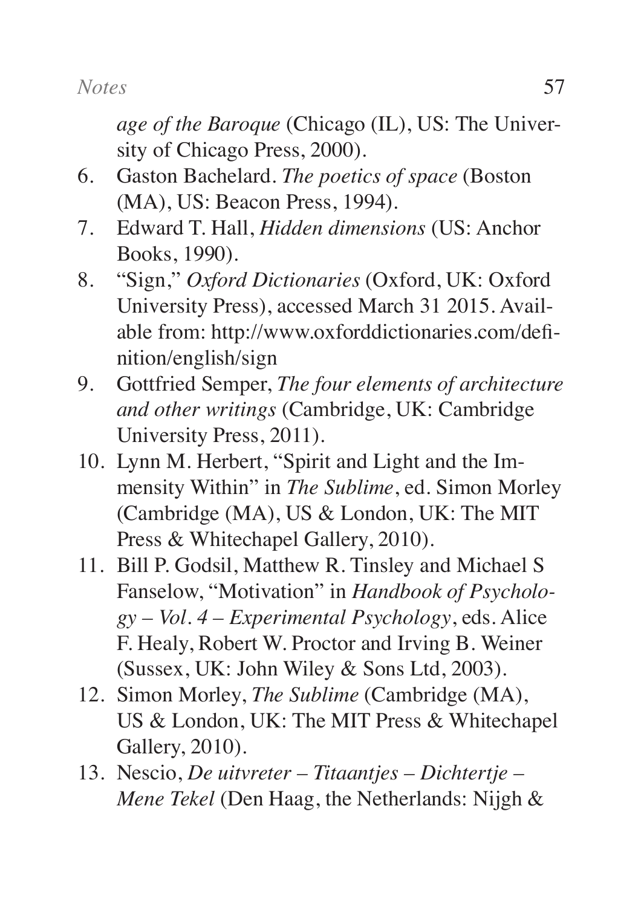*age of the Baroque* (Chicago (IL), US: The University of Chicago Press, 2000).

6. Gaston Bachelard. *The poetics of space* (Boston (MA), US: Beacon Press, 1994).
7. Edward T. Hall, *Hidden dimensions* (US: Anchor Books, 1990).
8. “Sign,” *Oxford Dictionaries* (Oxford, UK: Oxford University Press), accessed March 31 2015. Available from: http://www.oxforddictionaries.com/definition/english/sign
9. Gottfried Semper, *The four elements of architecture and other writings* (Cambridge, UK: Cambridge University Press, 2011).
10. Lynn M. Herbert, “Spirit and Light and the Immensity Within” in *The Sublime*, ed. Simon Morley (Cambridge (MA), US & London, UK: The MIT Press & Whitechapel Gallery, 2010).
11. Bill P. Godsil, Matthew R. Tinsley and Michael S Fanselow, “Motivation” in *Handbook of Psychology – Vol. 4 – Experimental Psychology*, eds. Alice F. Healy, Robert W. Proctor and Irving B. Weiner (Sussex, UK: John Wiley & Sons Ltd, 2003).
12. Simon Morley, *The Sublime* (Cambridge (MA), US & London, UK: The MIT Press & Whitechapel Gallery, 2010).
13. Nescio, *De uitvreter – Titaantjes – Dichtertje – Mene Tekel* (Den Haag, the Netherlands: Nijgh &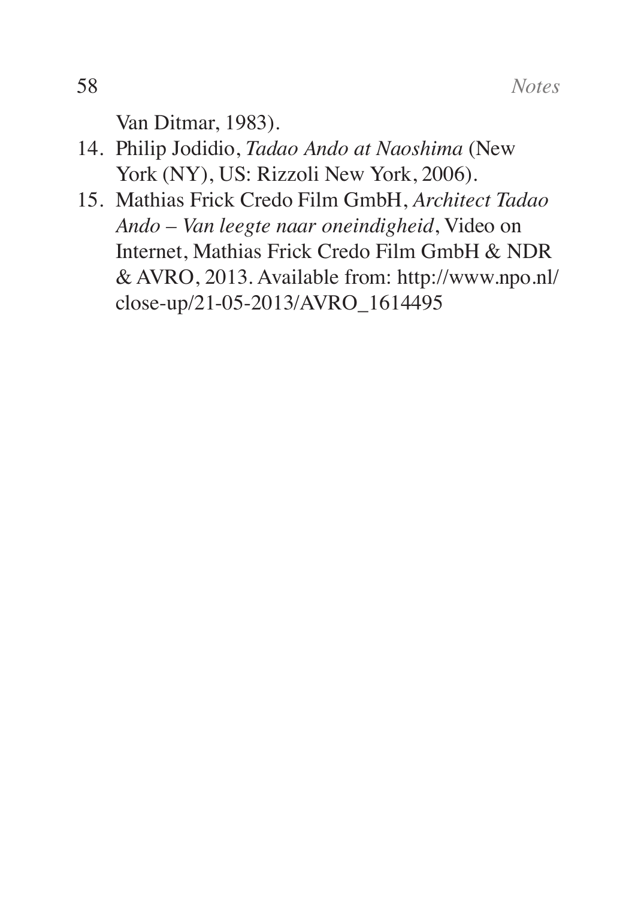Van Ditmar, 1983).

14. Philip Jodidio, *Tadao Ando at Naoshima* (New York (NY), US: Rizzoli New York, 2006).
15. Mathias Frick Credo Film GmbH, *Architect Tadao Ando – Van leegte naar oneindigheid*, Video on Internet, Mathias Frick Credo Film GmbH & NDR & AVRO, 2013. Available from: http://www.npo.nl/close-up/21-05-2013/AVRO_1614495